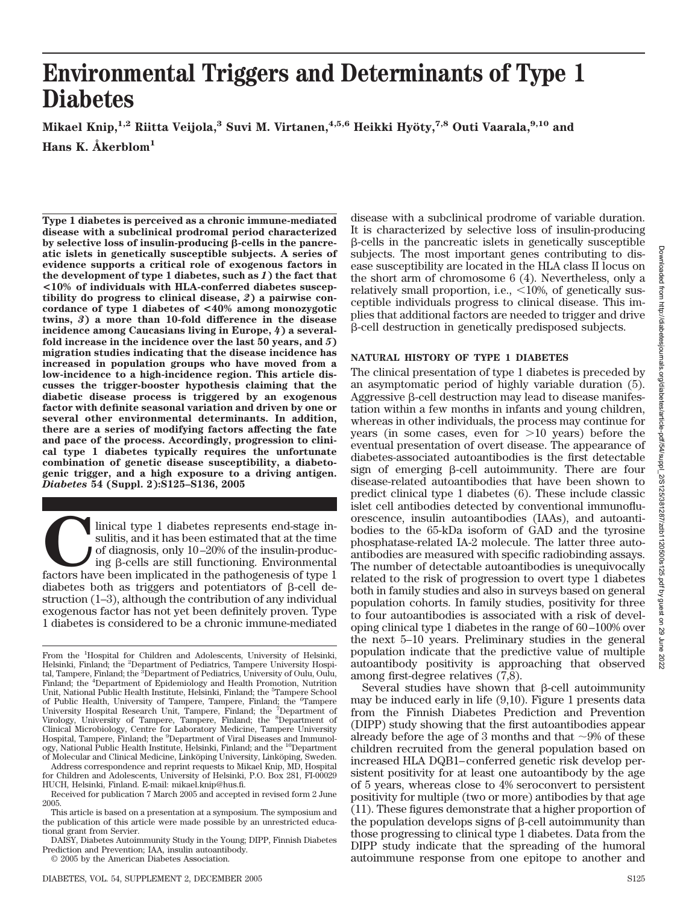# Environmental Triggers and Determinants of Type 1 Diabetes

**Mikael Knip,[1,2] Riitta Veijola,[3] Suvi M. Virtanen,[4,5,6] Heikki Hyöty,[7,8] Outi Vaarala,[9,10] and Hans K. Åkerblom[1]**

**Type 1 diabetes is perceived as a chronic immune-mediated disease with a subclinical prodromal period characterized by selective loss of insulin-producing β-cells in the pancreatic islets in genetically susceptible subjects. A series of evidence supports a critical role of exogenous factors in the development of type 1 diabetes, such as *1*) the fact that <10% of individuals with HLA-conferred diabetes susceptibility do progress to clinical disease, *2*) a pairwise concordance of type 1 diabetes of <40% among monozygotic twins, *3*) a more than 10-fold difference in the disease incidence among Caucasians living in Europe, *4*) a several-fold increase in the incidence over the last 50 years, and *5*) migration studies indicating that the disease incidence has increased in population groups who have moved from a low-incidence to a high-incidence region. This article discusses the trigger-booster hypothesis claiming that the diabetic disease process is triggered by an exogenous factor with definite seasonal variation and driven by one or several other environmental determinants. In addition, there are a series of modifying factors affecting the fate and pace of the process. Accordingly, progression to clinical type 1 diabetes typically requires the unfortunate combination of genetic disease susceptibility, a diabetogenic trigger, and a high exposure to a driving antigen. *Diabetes* 54 (Suppl. 2):S125–S136, 2005**

Clinical type 1 diabetes represents end-stage insulitis, and it has been estimated that at the time of diagnosis, only 10–20% of the insulin-producing β-cells are still functioning. Environmental factors have been implicated in the pathogenesis of type 1 diabetes both as triggers and potentiators of β-cell destruction (1–3), although the contribution of any individual exogenous factor has not yet been definitely proven. Type 1 diabetes is considered to be a chronic immune-mediated disease with a subclinical prodrome of variable duration. It is characterized by selective loss of insulin-producing β-cells in the pancreatic islets in genetically susceptible subjects. The most important genes contributing to disease susceptibility are located in the HLA class II locus on the short arm of chromosome 6 (4). Nevertheless, only a relatively small proportion, i.e., <10%, of genetically susceptible individuals progress to clinical disease. This implies that additional factors are needed to trigger and drive β-cell destruction in genetically predisposed subjects.

From the [1]Hospital for Children and Adolescents, University of Helsinki, Helsinki, Finland; the [2]Department of Pediatrics, Tampere University Hospital, Tampere, Finland; the [3]Department of Pediatrics, University of Oulu, Oulu, Finland; the [4]Department of Epidemiology and Health Promotion, Nutrition Unit, National Public Health Institute, Helsinki, Finland; the [5]Tampere School of Public Health, University of Tampere, Tampere, Finland; the [6]Tampere University Hospital Research Unit, Tampere, Finland; the [7]Department of Virology, University of Tampere, Tampere, Finland; the [8]Department of Clinical Microbiology, Centre for Laboratory Medicine, Tampere University Hospital, Tampere, Finland; the [9]Department of Viral Diseases and Immunology, National Public Health Institute, Helsinki, Finland; and the [10]Department of Molecular and Clinical Medicine, Linköping University, Linköping, Sweden.

Address correspondence and reprint requests to Mikael Knip, MD, Hospital for Children and Adolescents, University of Helsinki, P.O. Box 281, FI-00029 HUCH, Helsinki, Finland. E-mail: mikael.knip@hus.fi.

Received for publication 7 March 2005 and accepted in revised form 2 June 2005.

This article is based on a presentation at a symposium. The symposium and the publication of this article were made possible by an unrestricted educational grant from Servier.

DAISY, Diabetes Autoimmunity Study in the Young; DIPP, Finnish Diabetes Prediction and Prevention; IAA, insulin autoantibody.

© 2005 by the American Diabetes Association.

## NATURAL HISTORY OF TYPE 1 DIABETES

The clinical presentation of type 1 diabetes is preceded by an asymptomatic period of highly variable duration (5). Aggressive β-cell destruction may lead to disease manifestation within a few months in infants and young children, whereas in other individuals, the process may continue for years (in some cases, even for >10 years) before the eventual presentation of overt disease. The appearance of diabetes-associated autoantibodies is the first detectable sign of emerging β-cell autoimmunity. There are four disease-related autoantibodies that have been shown to predict clinical type 1 diabetes (6). These include classic islet cell antibodies detected by conventional immunofluorescence, insulin autoantibodies (IAAs), and autoantibodies to the 65-kDa isoform of GAD and the tyrosine phosphatase-related IA-2 molecule. The latter three autoantibodies are measured with specific radiobinding assays. The number of detectable autoantibodies is unequivocally related to the risk of progression to overt type 1 diabetes both in family studies and also in surveys based on general population cohorts. In family studies, positivity for three to four autoantibodies is associated with a risk of developing clinical type 1 diabetes in the range of 60–100% over the next 5–10 years. Preliminary studies in the general population indicate that the predictive value of multiple autoantibody positivity is approaching that observed among first-degree relatives (7,8).

Several studies have shown that β-cell autoimmunity may be induced early in life (9,10). Figure 1 presents data from the Finnish Diabetes Prediction and Prevention (DIPP) study showing that the first autoantibodies appear already before the age of 3 months and that ~9% of these children recruited from the general population based on increased HLA DQB1–conferred genetic risk develop persistent positivity for at least one autoantibody by the age of 5 years, whereas close to 4% seroconvert to persistent positivity for multiple (two or more) antibodies by that age (11). These figures demonstrate that a higher proportion of the population develops signs of β-cell autoimmunity than those progressing to clinical type 1 diabetes. Data from the DIPP study indicate that the spreading of the humoral autoimmune response from one epitope to another and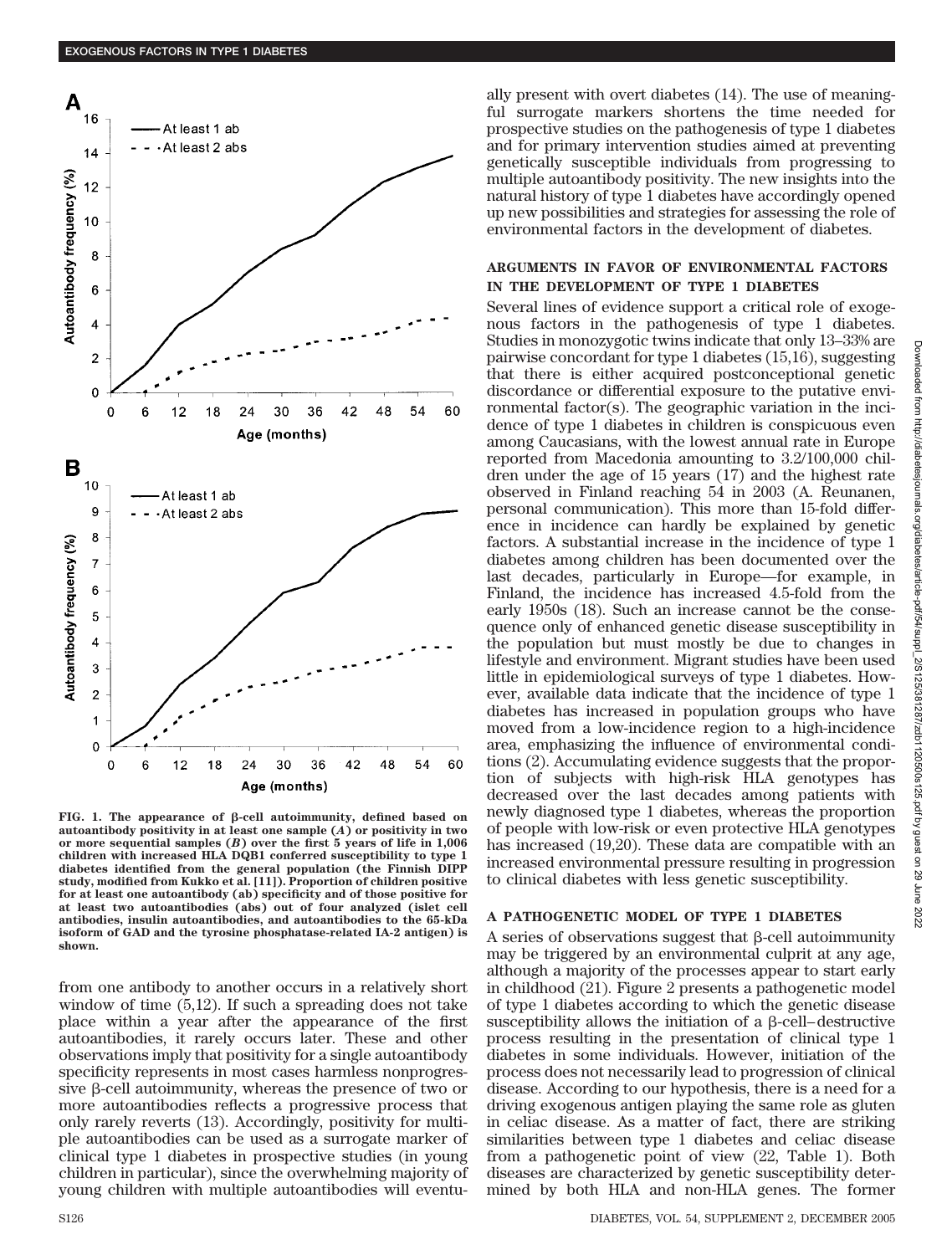A

Autoantibody frequency (%)

16
14
12
10
8
6
4
2
0

0 6 12 18 24 30 36 42 48 54 60

Age (months)

—— At least 1 ab
- - · At least 2 abs

B

Autoantibody frequency (%)

10
9
8
7
6
5
4
3
2
1
0

0 6 12 18 24 30 36 42 48 54 60

Age (months)

—— At least 1 ab
- - · At least 2 abs

**FIG. 1. The appearance of β-cell autoimmunity, defined based on autoantibody positivity in at least one sample (*A*) or positivity in two or more sequential samples (*B*) over the first 5 years of life in 1,006 children with increased HLA DQB1 conferred susceptibility to type 1 diabetes identified from the general population (the Finnish DIPP study, modified from Kukko et al. [11]). Proportion of children positive for at least one autoantibody (ab) specificity and of those positive for at least two autoantibodies (abs) out of four analyzed (islet cell antibodies, insulin autoantibodies, and autoantibodies to the 65-kDa isoform of GAD and the tyrosine phosphatase-related IA-2 antigen) is shown.**

from one antibody to another occurs in a relatively short window of time (5,12). If such a spreading does not take place within a year after the appearance of the first autoantibodies, it rarely occurs later. These and other observations imply that positivity for a single autoantibody specificity represents in most cases harmless nonprogressive β-cell autoimmunity, whereas the presence of two or more autoantibodies reflects a progressive process that only rarely reverts (13). Accordingly, positivity for multiple autoantibodies can be used as a surrogate marker of clinical type 1 diabetes in prospective studies (in young children in particular), since the overwhelming majority of young children with multiple autoantibodies will eventually present with overt diabetes (14). The use of meaningful surrogate markers shortens the time needed for prospective studies on the pathogenesis of type 1 diabetes and for primary intervention studies aimed at preventing genetically susceptible individuals from progressing to multiple autoantibody positivity. The new insights into the natural history of type 1 diabetes have accordingly opened up new possibilities and strategies for assessing the role of environmental factors in the development of diabetes.

## ARGUMENTS IN FAVOR OF ENVIRONMENTAL FACTORS IN THE DEVELOPMENT OF TYPE 1 DIABETES

Several lines of evidence support a critical role of exogenous factors in the pathogenesis of type 1 diabetes. Studies in monozygotic twins indicate that only 13–33% are pairwise concordant for type 1 diabetes (15,16), suggesting that there is either acquired postconceptional genetic discordance or differential exposure to the putative environmental factor(s). The geographic variation in the incidence of type 1 diabetes in children is conspicuous even among Caucasians, with the lowest annual rate in Europe reported from Macedonia amounting to 3.2/100,000 children under the age of 15 years (17) and the highest rate observed in Finland reaching 54 in 2003 (A. Reunanen, personal communication). This more than 15-fold difference in incidence can hardly be explained by genetic factors. A substantial increase in the incidence of type 1 diabetes among children has been documented over the last decades, particularly in Europe—for example, in Finland, the incidence has increased 4.5-fold from the early 1950s (18). Such an increase cannot be the consequence only of enhanced genetic disease susceptibility in the population but must mostly be due to changes in lifestyle and environment. Migrant studies have been used little in epidemiological surveys of type 1 diabetes. However, available data indicate that the incidence of type 1 diabetes has increased in population groups who have moved from a low-incidence region to a high-incidence area, emphasizing the influence of environmental conditions (2). Accumulating evidence suggests that the proportion of subjects with high-risk HLA genotypes has decreased over the last decades among patients with newly diagnosed type 1 diabetes, whereas the proportion of people with low-risk or even protective HLA genotypes has increased (19,20). These data are compatible with an increased environmental pressure resulting in progression to clinical diabetes with less genetic susceptibility.

## A PATHOGENETIC MODEL OF TYPE 1 DIABETES

A series of observations suggest that β-cell autoimmunity may be triggered by an environmental culprit at any age, although a majority of the processes appear to start early in childhood (21). Figure 2 presents a pathogenetic model of type 1 diabetes according to which the genetic disease susceptibility allows the initiation of a β-cell–destructive process resulting in the presentation of clinical type 1 diabetes in some individuals. However, initiation of the process does not necessarily lead to progression of clinical disease. According to our hypothesis, there is a need for a driving exogenous antigen playing the same role as gluten in celiac disease. As a matter of fact, there are striking similarities between type 1 diabetes and celiac disease from a pathogenetic point of view (22, Table 1). Both diseases are characterized by genetic susceptibility determined by both HLA and non-HLA genes. The former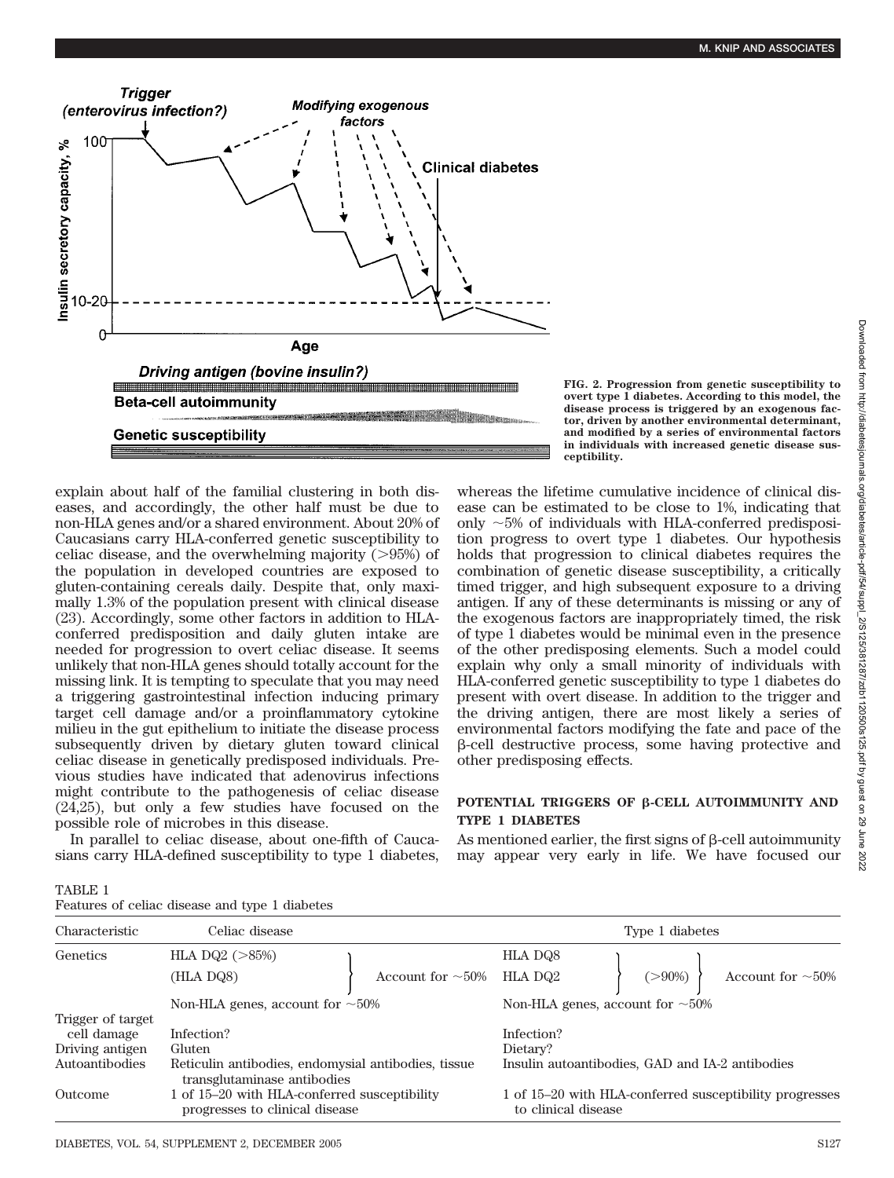Trigger
(enterovirus infection?)

Modifying exogenous
factors

Clinical diabetes

Insulin secretory capacity, %

100

10-20

0

Age

Driving antigen (bovine insulin?)

Beta-cell autoimmunity

Genetic susceptibility

**FIG. 2. Progression from genetic susceptibility to overt type 1 diabetes. According to this model, the disease process is triggered by an exogenous factor, driven by another environmental determinant, and modified by a series of environmental factors in individuals with increased genetic disease susceptibility.**

explain about half of the familial clustering in both diseases, and accordingly, the other half must be due to non-HLA genes and/or a shared environment. About 20% of Caucasians carry HLA-conferred genetic susceptibility to celiac disease, and the overwhelming majority (>95%) of the population in developed countries are exposed to gluten-containing cereals daily. Despite that, only maximally 1.3% of the population present with clinical disease (23). Accordingly, some other factors in addition to HLA-conferred predisposition and daily gluten intake are needed for progression to overt celiac disease. It seems unlikely that non-HLA genes should totally account for the missing link. It is tempting to speculate that you may need a triggering gastrointestinal infection inducing primary target cell damage and/or a proinflammatory cytokine milieu in the gut epithelium to initiate the disease process subsequently driven by dietary gluten toward clinical celiac disease in genetically predisposed individuals. Previous studies have indicated that adenovirus infections might contribute to the pathogenesis of celiac disease (24,25), but only a few studies have focused on the possible role of microbes in this disease.

In parallel to celiac disease, about one-fifth of Caucasians carry HLA-defined susceptibility to type 1 diabetes, whereas the lifetime cumulative incidence of clinical disease can be estimated to be close to 1%, indicating that only ~5% of individuals with HLA-conferred predisposition progress to overt type 1 diabetes. Our hypothesis holds that progression to clinical diabetes requires the combination of genetic disease susceptibility, a critically timed trigger, and high subsequent exposure to a driving antigen. If any of these determinants is missing or any of the exogenous factors are inappropriately timed, the risk of type 1 diabetes would be minimal even in the presence of the other predisposing elements. Such a model could explain why only a small minority of individuals with HLA-conferred genetic susceptibility to type 1 diabetes do present with overt disease. In addition to the trigger and the driving antigen, there are most likely a series of environmental factors modifying the fate and pace of the β-cell destructive process, some having protective and other predisposing effects.

## POTENTIAL TRIGGERS OF β-CELL AUTOIMMUNITY AND TYPE 1 DIABETES

As mentioned earlier, the first signs of β-cell autoimmunity may appear very early in life. We have focused our

TABLE 1
Features of celiac disease and type 1 diabetes

| Characteristic | Celiac disease | | Type 1 diabetes | | |
|---|---|---|---|---|---|
| Genetics | HLA DQ2 (>85%) | Account for ~50% | HLA DQ8 | (>90%) | Account for ~50% |
| | (HLA DQ8) | | HLA DQ2 | | |
| | Non-HLA genes, account for ~50% | | Non-HLA genes, account for ~50% | | |
| Trigger of target cell damage | Infection? | | Infection? | | |
| Driving antigen | Gluten | | Dietary? | | |
| Autoantibodies | Reticulin antibodies, endomysial antibodies, tissue transglutaminase antibodies | | Insulin autoantibodies, GAD and IA-2 antibodies | | |
| Outcome | 1 of 15–20 with HLA-conferred susceptibility progresses to clinical disease | | 1 of 15–20 with HLA-conferred susceptibility progresses to clinical disease | | |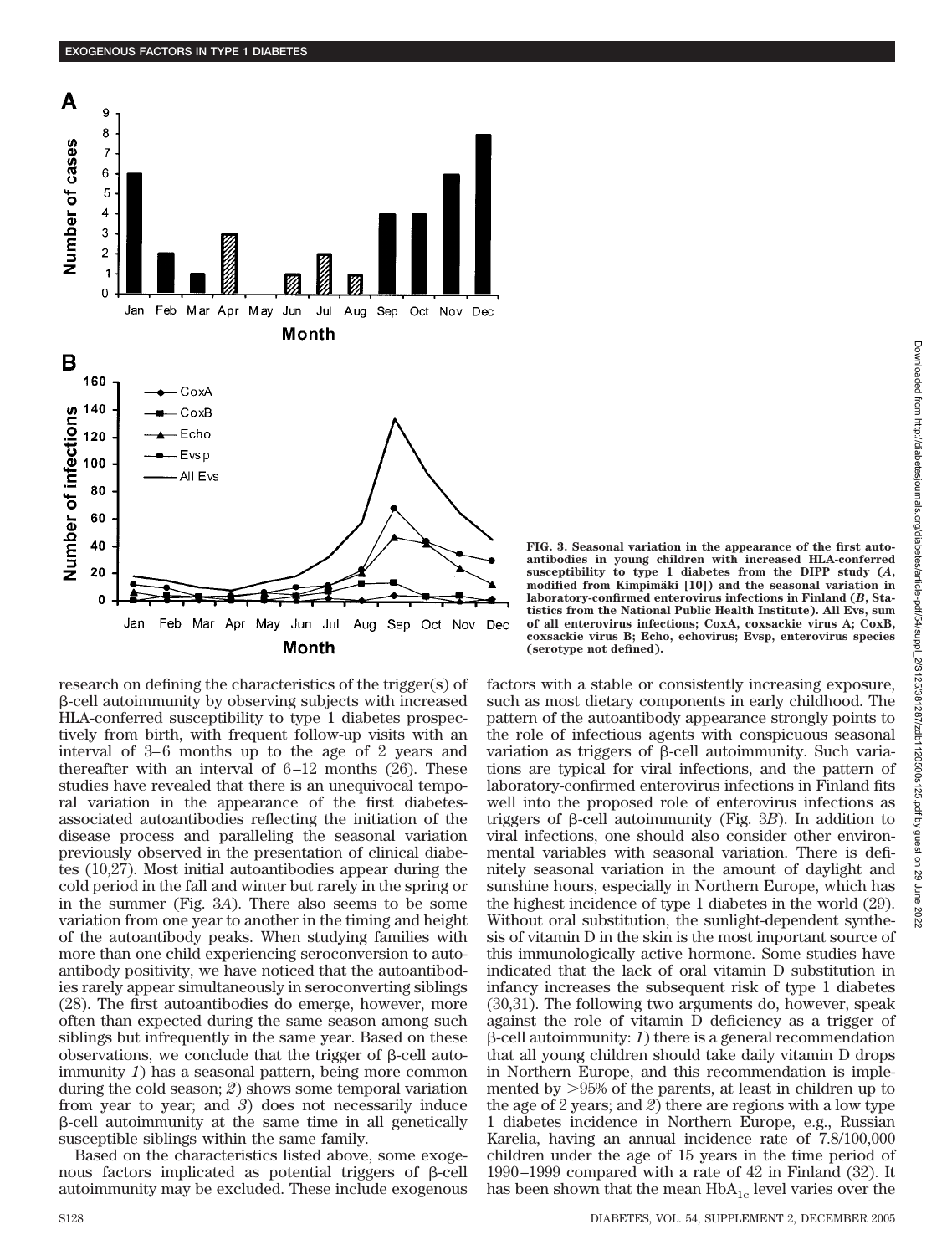A

Number of cases

9
8
7
6
5
4
3
2
1
0

Jan Feb Mar Apr May Jun Jul Aug Sep Oct Nov Dec

Month

B

Number of infections

160
140
120
100
80
60
40
20
0

CoxA
CoxB
Echo
Evsp
All Evs

Jan Feb Mar Apr May Jun Jul Aug Sep Oct Nov Dec

Month

**FIG. 3. Seasonal variation in the appearance of the first autoantibodies in young children with increased HLA-conferred susceptibility to type 1 diabetes from the DIPP study (*A*, modified from Kimpimäki [10]) and the seasonal variation in laboratory-confirmed enterovirus infections in Finland (*B*, Statistics from the National Public Health Institute). All Evs, sum of all enterovirus infections; CoxA, coxsackie virus A; CoxB, coxsackie virus B; Echo, echovirus; Evsp, enterovirus species (serotype not defined).**

research on defining the characteristics of the trigger(s) of β-cell autoimmunity by observing subjects with increased HLA-conferred susceptibility to type 1 diabetes prospectively from birth, with frequent follow-up visits with an interval of 3–6 months up to the age of 2 years and thereafter with an interval of 6–12 months (26). These studies have revealed that there is an unequivocal temporal variation in the appearance of the first diabetes-associated autoantibodies reflecting the initiation of the disease process and paralleling the seasonal variation previously observed in the presentation of clinical diabetes (10,27). Most initial autoantibodies appear during the cold period in the fall and winter but rarely in the spring or in the summer (Fig. 3*A*). There also seems to be some variation from one year to another in the timing and height of the autoantibody peaks. When studying families with more than one child experiencing seroconversion to autoantibody positivity, we have noticed that the autoantibodies rarely appear simultaneously in seroconverting siblings (28). The first autoantibodies do emerge, however, more often than expected during the same season among such siblings but infrequently in the same year. Based on these observations, we conclude that the trigger of β-cell autoimmunity *1*) has a seasonal pattern, being more common during the cold season; *2*) shows some temporal variation from year to year; and *3*) does not necessarily induce β-cell autoimmunity at the same time in all genetically susceptible siblings within the same family.

Based on the characteristics listed above, some exogenous factors implicated as potential triggers of β-cell autoimmunity may be excluded. These include exogenous factors with a stable or consistently increasing exposure, such as most dietary components in early childhood. The pattern of the autoantibody appearance strongly points to the role of infectious agents with conspicuous seasonal variation as triggers of β-cell autoimmunity. Such variations are typical for viral infections, and the pattern of laboratory-confirmed enterovirus infections in Finland fits well into the proposed role of enterovirus infections as triggers of β-cell autoimmunity (Fig. 3*B*). In addition to viral infections, one should also consider other environmental variables with seasonal variation. There is definitely seasonal variation in the amount of daylight and sunshine hours, especially in Northern Europe, which has the highest incidence of type 1 diabetes in the world (29). Without oral substitution, the sunlight-dependent synthesis of vitamin D in the skin is the most important source of this immunologically active hormone. Some studies have indicated that the lack of oral vitamin D substitution in infancy increases the subsequent risk of type 1 diabetes (30,31). The following two arguments do, however, speak against the role of vitamin D deficiency as a trigger of β-cell autoimmunity: *1*) there is a general recommendation that all young children should take daily vitamin D drops in Northern Europe, and this recommendation is implemented by >95% of the parents, at least in children up to the age of 2 years; and *2*) there are regions with a low type 1 diabetes incidence in Northern Europe, e.g., Russian Karelia, having an annual incidence rate of 7.8/100,000 children under the age of 15 years in the time period of 1990–1999 compared with a rate of 42 in Finland (32). It has been shown that the mean $HbA_{1c}$ level varies over the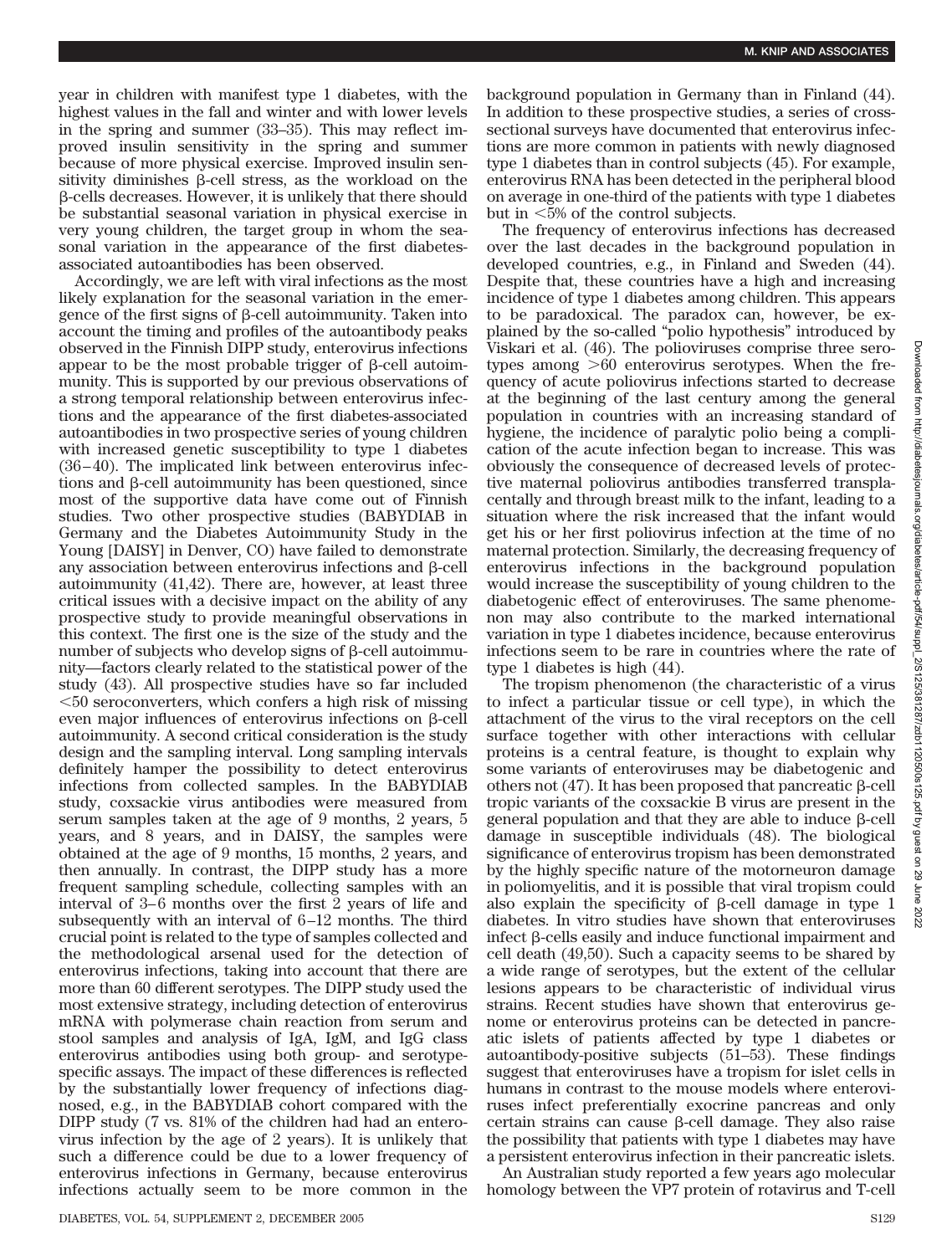year in children with manifest type 1 diabetes, with the highest values in the fall and winter and with lower levels in the spring and summer (33–35). This may reflect improved insulin sensitivity in the spring and summer because of more physical exercise. Improved insulin sensitivity diminishes β-cell stress, as the workload on the β-cells decreases. However, it is unlikely that there should be substantial seasonal variation in physical exercise in very young children, the target group in whom the seasonal variation in the appearance of the first diabetes-associated autoantibodies has been observed.

Accordingly, we are left with viral infections as the most likely explanation for the seasonal variation in the emergence of the first signs of β-cell autoimmunity. Taken into account the timing and profiles of the autoantibody peaks observed in the Finnish DIPP study, enterovirus infections appear to be the most probable trigger of β-cell autoimmunity. This is supported by our previous observations of a strong temporal relationship between enterovirus infections and the appearance of the first diabetes-associated autoantibodies in two prospective series of young children with increased genetic susceptibility to type 1 diabetes (36–40). The implicated link between enterovirus infections and β-cell autoimmunity has been questioned, since most of the supportive data have come out of Finnish studies. Two other prospective studies (BABYDIAB in Germany and the Diabetes Autoimmunity Study in the Young [DAISY] in Denver, CO) have failed to demonstrate any association between enterovirus infections and β-cell autoimmunity (41,42). There are, however, at least three critical issues with a decisive impact on the ability of any prospective study to provide meaningful observations in this context. The first one is the size of the study and the number of subjects who develop signs of β-cell autoimmunity—factors clearly related to the statistical power of the study (43). All prospective studies have so far included <50 seroconverters, which confers a high risk of missing even major influences of enterovirus infections on β-cell autoimmunity. A second critical consideration is the study design and the sampling interval. Long sampling intervals definitely hamper the possibility to detect enterovirus infections from collected samples. In the BABYDIAB study, coxsackie virus antibodies were measured from serum samples taken at the age of 9 months, 2 years, 5 years, and 8 years, and in DAISY, the samples were obtained at the age of 9 months, 15 months, 2 years, and then annually. In contrast, the DIPP study has a more frequent sampling schedule, collecting samples with an interval of 3–6 months over the first 2 years of life and subsequently with an interval of 6–12 months. The third crucial point is related to the type of samples collected and the methodological arsenal used for the detection of enterovirus infections, taking into account that there are more than 60 different serotypes. The DIPP study used the most extensive strategy, including detection of enterovirus mRNA with polymerase chain reaction from serum and stool samples and analysis of IgA, IgM, and IgG class enterovirus antibodies using both group- and serotype-specific assays. The impact of these differences is reflected by the substantially lower frequency of infections diagnosed, e.g., in the BABYDIAB cohort compared with the DIPP study (7 vs. 81% of the children had had an enterovirus infection by the age of 2 years). It is unlikely that such a difference could be due to a lower frequency of enterovirus infections in Germany, because enterovirus infections actually seem to be more common in the background population in Germany than in Finland (44). In addition to these prospective studies, a series of cross-sectional surveys have documented that enterovirus infections are more common in patients with newly diagnosed type 1 diabetes than in control subjects (45). For example, enterovirus RNA has been detected in the peripheral blood on average in one-third of the patients with type 1 diabetes but in <5% of the control subjects.

The frequency of enterovirus infections has decreased over the last decades in the background population in developed countries, e.g., in Finland and Sweden (44). Despite that, these countries have a high and increasing incidence of type 1 diabetes among children. This appears to be paradoxical. The paradox can, however, be explained by the so-called "polio hypothesis" introduced by Viskari et al. (46). The polioviruses comprise three serotypes among >60 enterovirus serotypes. When the frequency of acute poliovirus infections started to decrease at the beginning of the last century among the general population in countries with an increasing standard of hygiene, the incidence of paralytic polio being a complication of the acute infection began to increase. This was obviously the consequence of decreased levels of protective maternal poliovirus antibodies transferred transplacentally and through breast milk to the infant, leading to a situation where the risk increased that the infant would get his or her first poliovirus infection at the time of no maternal protection. Similarly, the decreasing frequency of enterovirus infections in the background population would increase the susceptibility of young children to the diabetogenic effect of enteroviruses. The same phenomenon may also contribute to the marked international variation in type 1 diabetes incidence, because enterovirus infections seem to be rare in countries where the rate of type 1 diabetes is high (44).

The tropism phenomenon (the characteristic of a virus to infect a particular tissue or cell type), in which the attachment of the virus to the viral receptors on the cell surface together with other interactions with cellular proteins is a central feature, is thought to explain why some variants of enteroviruses may be diabetogenic and others not (47). It has been proposed that pancreatic β-cell tropic variants of the coxsackie B virus are present in the general population and that they are able to induce β-cell damage in susceptible individuals (48). The biological significance of enterovirus tropism has been demonstrated by the highly specific nature of the motorneuron damage in poliomyelitis, and it is possible that viral tropism could also explain the specificity of β-cell damage in type 1 diabetes. In vitro studies have shown that enteroviruses infect β-cells easily and induce functional impairment and cell death (49,50). Such a capacity seems to be shared by a wide range of serotypes, but the extent of the cellular lesions appears to be characteristic of individual virus strains. Recent studies have shown that enterovirus genome or enterovirus proteins can be detected in pancreatic islets of patients affected by type 1 diabetes or autoantibody-positive subjects (51–53). These findings suggest that enteroviruses have a tropism for islet cells in humans in contrast to the mouse models where enteroviruses infect preferentially exocrine pancreas and only certain strains can cause β-cell damage. They also raise the possibility that patients with type 1 diabetes may have a persistent enterovirus infection in their pancreatic islets.

An Australian study reported a few years ago molecular homology between the VP7 protein of rotavirus and T-cell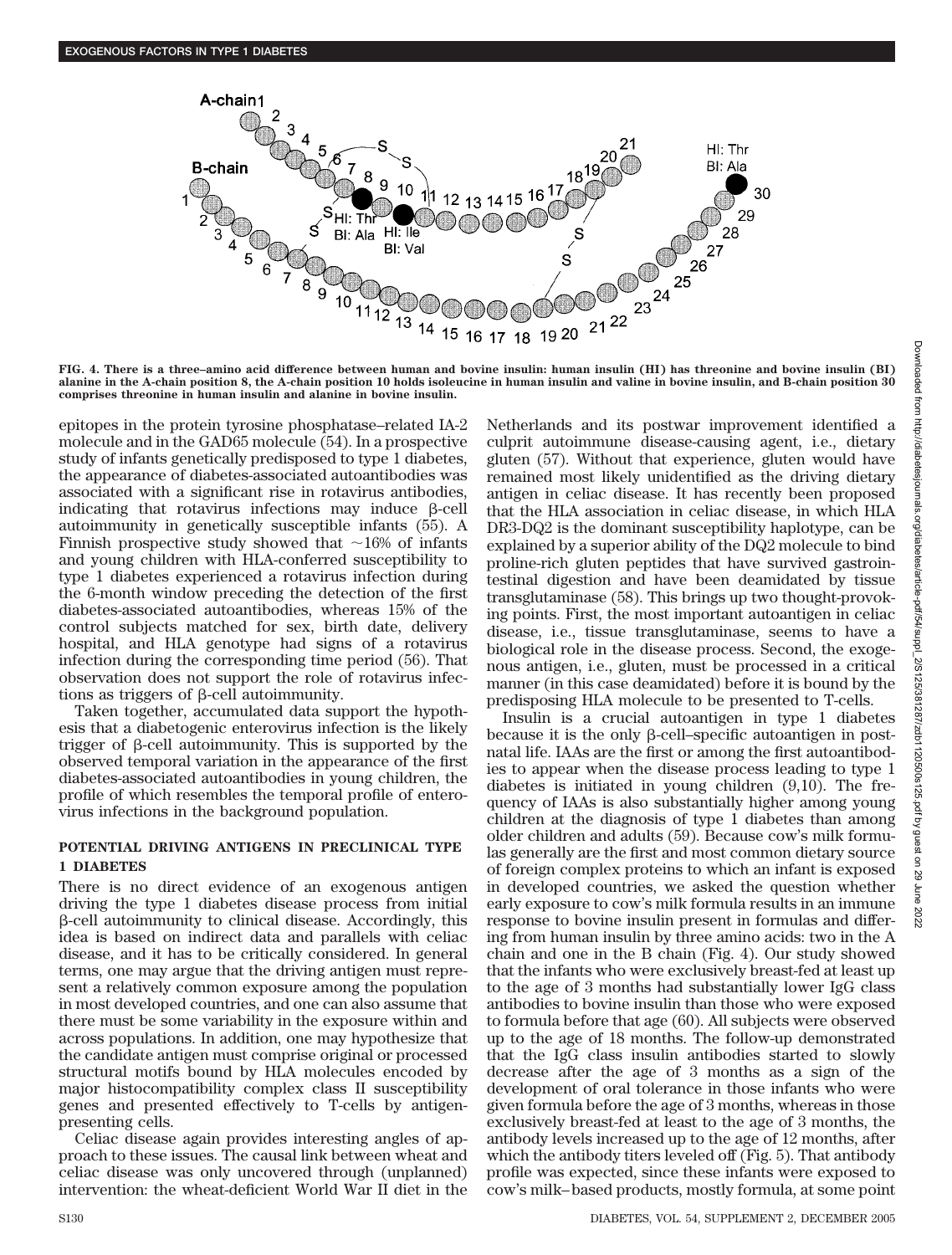A-chain

B-chain

HI: Thr
BI: Ala

HI: Ile
BI: Val

HI: Thr
BI: Ala

**FIG. 4. There is a three–amino acid difference between human and bovine insulin: human insulin (HI) has threonine and bovine insulin (BI) alanine in the A-chain position 8, the A-chain position 10 holds isoleucine in human insulin and valine in bovine insulin, and B-chain position 30 comprises threonine in human insulin and alanine in bovine insulin.**

epitopes in the protein tyrosine phosphatase–related IA-2 molecule and in the GAD65 molecule (54). In a prospective study of infants genetically predisposed to type 1 diabetes, the appearance of diabetes-associated autoantibodies was associated with a significant rise in rotavirus antibodies, indicating that rotavirus infections may induce β-cell autoimmunity in genetically susceptible infants (55). A Finnish prospective study showed that ~16% of infants and young children with HLA-conferred susceptibility to type 1 diabetes experienced a rotavirus infection during the 6-month window preceding the detection of the first diabetes-associated autoantibodies, whereas 15% of the control subjects matched for sex, birth date, delivery hospital, and HLA genotype had signs of a rotavirus infection during the corresponding time period (56). That observation does not support the role of rotavirus infections as triggers of β-cell autoimmunity.

Taken together, accumulated data support the hypothesis that a diabetogenic enterovirus infection is the likely trigger of β-cell autoimmunity. This is supported by the observed temporal variation in the appearance of the first diabetes-associated autoantibodies in young children, the profile of which resembles the temporal profile of enterovirus infections in the background population.

## POTENTIAL DRIVING ANTIGENS IN PRECLINICAL TYPE 1 DIABETES

There is no direct evidence of an exogenous antigen driving the type 1 diabetes disease process from initial β-cell autoimmunity to clinical disease. Accordingly, this idea is based on indirect data and parallels with celiac disease, and it has to be critically considered. In general terms, one may argue that the driving antigen must represent a relatively common exposure among the population in most developed countries, and one can also assume that there must be some variability in the exposure within and across populations. In addition, one may hypothesize that the candidate antigen must comprise original or processed structural motifs bound by HLA molecules encoded by major histocompatibility complex class II susceptibility genes and presented effectively to T-cells by antigen-presenting cells.

Celiac disease again provides interesting angles of approach to these issues. The causal link between wheat and celiac disease was only uncovered through (unplanned) intervention: the wheat-deficient World War II diet in the Netherlands and its postwar improvement identified a culprit autoimmune disease-causing agent, i.e., dietary gluten (57). Without that experience, gluten would have remained most likely unidentified as the driving dietary antigen in celiac disease. It has recently been proposed that the HLA association in celiac disease, in which HLA DR3-DQ2 is the dominant susceptibility haplotype, can be explained by a superior ability of the DQ2 molecule to bind proline-rich gluten peptides that have survived gastrointestinal digestion and have been deamidated by tissue transglutaminase (58). This brings up two thought-provoking points. First, the most important autoantigen in celiac disease, i.e., tissue transglutaminase, seems to have a biological role in the disease process. Second, the exogenous antigen, i.e., gluten, must be processed in a critical manner (in this case deamidated) before it is bound by the predisposing HLA molecule to be presented to T-cells.

Insulin is a crucial autoantigen in type 1 diabetes because it is the only β-cell–specific autoantigen in postnatal life. IAAs are the first or among the first autoantibodies to appear when the disease process leading to type 1 diabetes is initiated in young children (9,10). The frequency of IAAs is also substantially higher among young children at the diagnosis of type 1 diabetes than among older children and adults (59). Because cow's milk formulas generally are the first and most common dietary source of foreign complex proteins to which an infant is exposed in developed countries, we asked the question whether early exposure to cow's milk formula results in an immune response to bovine insulin present in formulas and differing from human insulin by three amino acids: two in the A chain and one in the B chain (Fig. 4). Our study showed that the infants who were exclusively breast-fed at least up to the age of 3 months had substantially lower IgG class antibodies to bovine insulin than those who were exposed to formula before that age (60). All subjects were observed up to the age of 18 months. The follow-up demonstrated that the IgG class insulin antibodies started to slowly decrease after the age of 3 months as a sign of the development of oral tolerance in those infants who were given formula before the age of 3 months, whereas in those exclusively breast-fed at least to the age of 3 months, the antibody levels increased up to the age of 12 months, after which the antibody titers leveled off (Fig. 5). That antibody profile was expected, since these infants were exposed to cow's milk–based products, mostly formula, at some point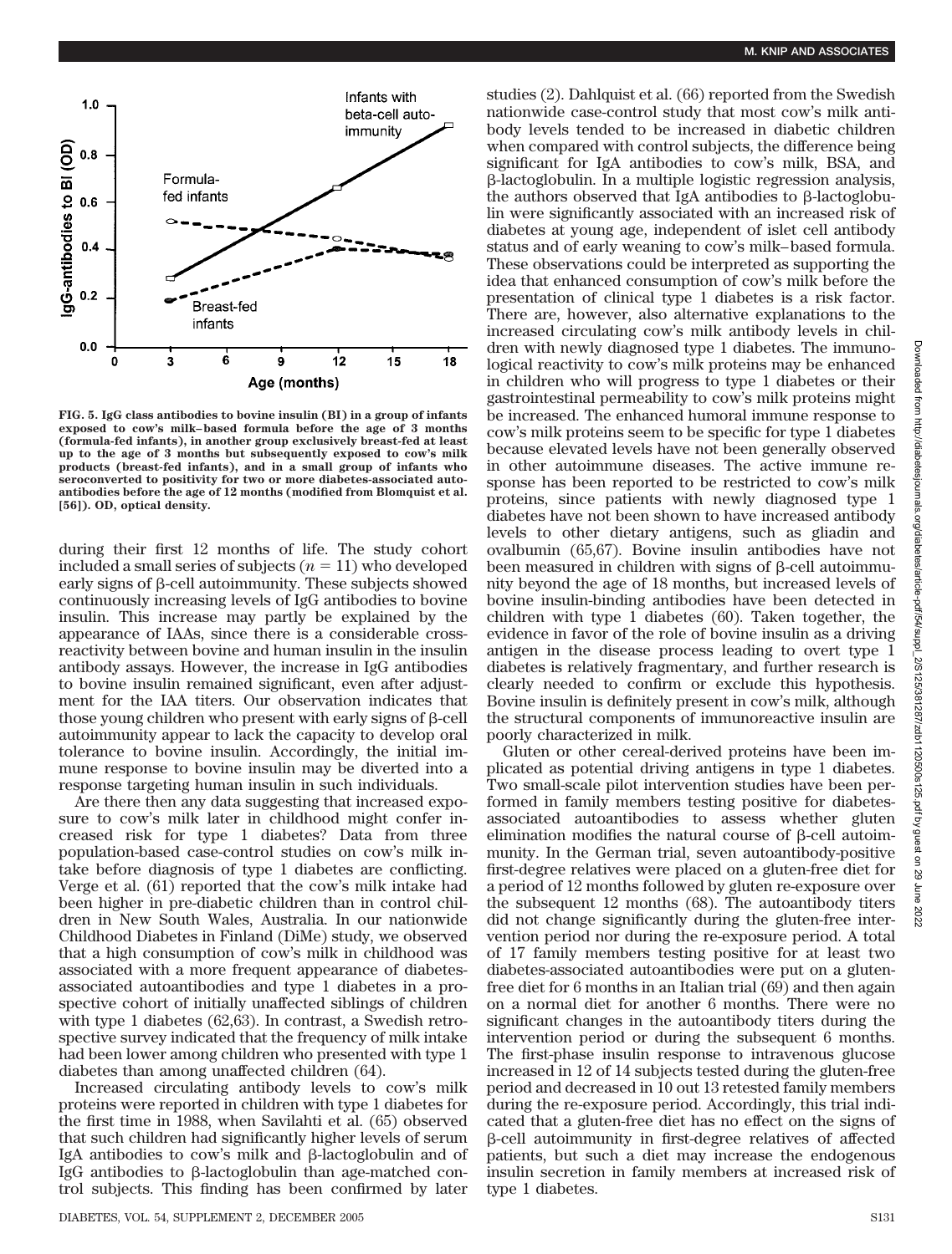1.0
0.8
0.6
0.4
0.2
0.0
IgG-antibodies to BI (OD)
0 3 6 9 12 15 18
Age (months)
Infants with beta-cell autoimmunity
Formula-fed infants
Breast-fed infants

**FIG. 5. IgG class antibodies to bovine insulin (BI) in a group of infants exposed to cow's milk–based formula before the age of 3 months (formula-fed infants), in another group exclusively breast-fed at least up to the age of 3 months but subsequently exposed to cow's milk products (breast-fed infants), and in a small group of infants who seroconverted to positivity for two or more diabetes-associated autoantibodies before the age of 12 months (modified from Blomquist et al. [56]). OD, optical density.**

during their first 12 months of life. The study cohort included a small series of subjects ($n = 11$) who developed early signs of β-cell autoimmunity. These subjects showed continuously increasing levels of IgG antibodies to bovine insulin. This increase may partly be explained by the appearance of IAAs, since there is a considerable cross-reactivity between bovine and human insulin in the insulin antibody assays. However, the increase in IgG antibodies to bovine insulin remained significant, even after adjustment for the IAA titers. Our observation indicates that those young children who present with early signs of β-cell autoimmunity appear to lack the capacity to develop oral tolerance to bovine insulin. Accordingly, the initial immune response to bovine insulin may be diverted into a response targeting human insulin in such individuals.

Are there then any data suggesting that increased exposure to cow's milk later in childhood might confer increased risk for type 1 diabetes? Data from three population-based case-control studies on cow's milk intake before diagnosis of type 1 diabetes are conflicting. Verge et al. (61) reported that the cow's milk intake had been higher in pre-diabetic children than in control children in New South Wales, Australia. In our nationwide Childhood Diabetes in Finland (DiMe) study, we observed that a high consumption of cow's milk in childhood was associated with a more frequent appearance of diabetes-associated autoantibodies and type 1 diabetes in a prospective cohort of initially unaffected siblings of children with type 1 diabetes (62,63). In contrast, a Swedish retrospective survey indicated that the frequency of milk intake had been lower among children who presented with type 1 diabetes than among unaffected children (64).

Increased circulating antibody levels to cow's milk proteins were reported in children with type 1 diabetes for the first time in 1988, when Savilahti et al. (65) observed that such children had significantly higher levels of serum IgA antibodies to cow's milk and β-lactoglobulin and of IgG antibodies to β-lactoglobulin than age-matched control subjects. This finding has been confirmed by later studies (2). Dahlquist et al. (66) reported from the Swedish nationwide case-control study that most cow's milk antibody levels tended to be increased in diabetic children when compared with control subjects, the difference being significant for IgA antibodies to cow's milk, BSA, and β-lactoglobulin. In a multiple logistic regression analysis, the authors observed that IgA antibodies to β-lactoglobulin were significantly associated with an increased risk of diabetes at young age, independent of islet cell antibody status and of early weaning to cow's milk–based formula. These observations could be interpreted as supporting the idea that enhanced consumption of cow's milk before the presentation of clinical type 1 diabetes is a risk factor. There are, however, also alternative explanations to the increased circulating cow's milk antibody levels in children with newly diagnosed type 1 diabetes. The immunological reactivity to cow's milk proteins may be enhanced in children who will progress to type 1 diabetes or their gastrointestinal permeability to cow's milk proteins might be increased. The enhanced humoral immune response to cow's milk proteins seem to be specific for type 1 diabetes because elevated levels have not been generally observed in other autoimmune diseases. The active immune response has been reported to be restricted to cow's milk proteins, since patients with newly diagnosed type 1 diabetes have not been shown to have increased antibody levels to other dietary antigens, such as gliadin and ovalbumin (65,67). Bovine insulin antibodies have not been measured in children with signs of β-cell autoimmunity beyond the age of 18 months, but increased levels of bovine insulin-binding antibodies have been detected in children with type 1 diabetes (60). Taken together, the evidence in favor of the role of bovine insulin as a driving antigen in the disease process leading to overt type 1 diabetes is relatively fragmentary, and further research is clearly needed to confirm or exclude this hypothesis. Bovine insulin is definitely present in cow's milk, although the structural components of immunoreactive insulin are poorly characterized in milk.

Gluten or other cereal-derived proteins have been implicated as potential driving antigens in type 1 diabetes. Two small-scale pilot intervention studies have been performed in family members testing positive for diabetes-associated autoantibodies to assess whether gluten elimination modifies the natural course of β-cell autoimmunity. In the German trial, seven autoantibody-positive first-degree relatives were placed on a gluten-free diet for a period of 12 months followed by gluten re-exposure over the subsequent 12 months (68). The autoantibody titers did not change significantly during the gluten-free intervention period nor during the re-exposure period. A total of 17 family members testing positive for at least two diabetes-associated autoantibodies were put on a gluten-free diet for 6 months in an Italian trial (69) and then again on a normal diet for another 6 months. There were no significant changes in the autoantibody titers during the intervention period or during the subsequent 6 months. The first-phase insulin response to intravenous glucose increased in 12 of 14 subjects tested during the gluten-free period and decreased in 10 out 13 retested family members during the re-exposure period. Accordingly, this trial indicated that a gluten-free diet has no effect on the signs of β-cell autoimmunity in first-degree relatives of affected patients, but such a diet may increase the endogenous insulin secretion in family members at increased risk of type 1 diabetes.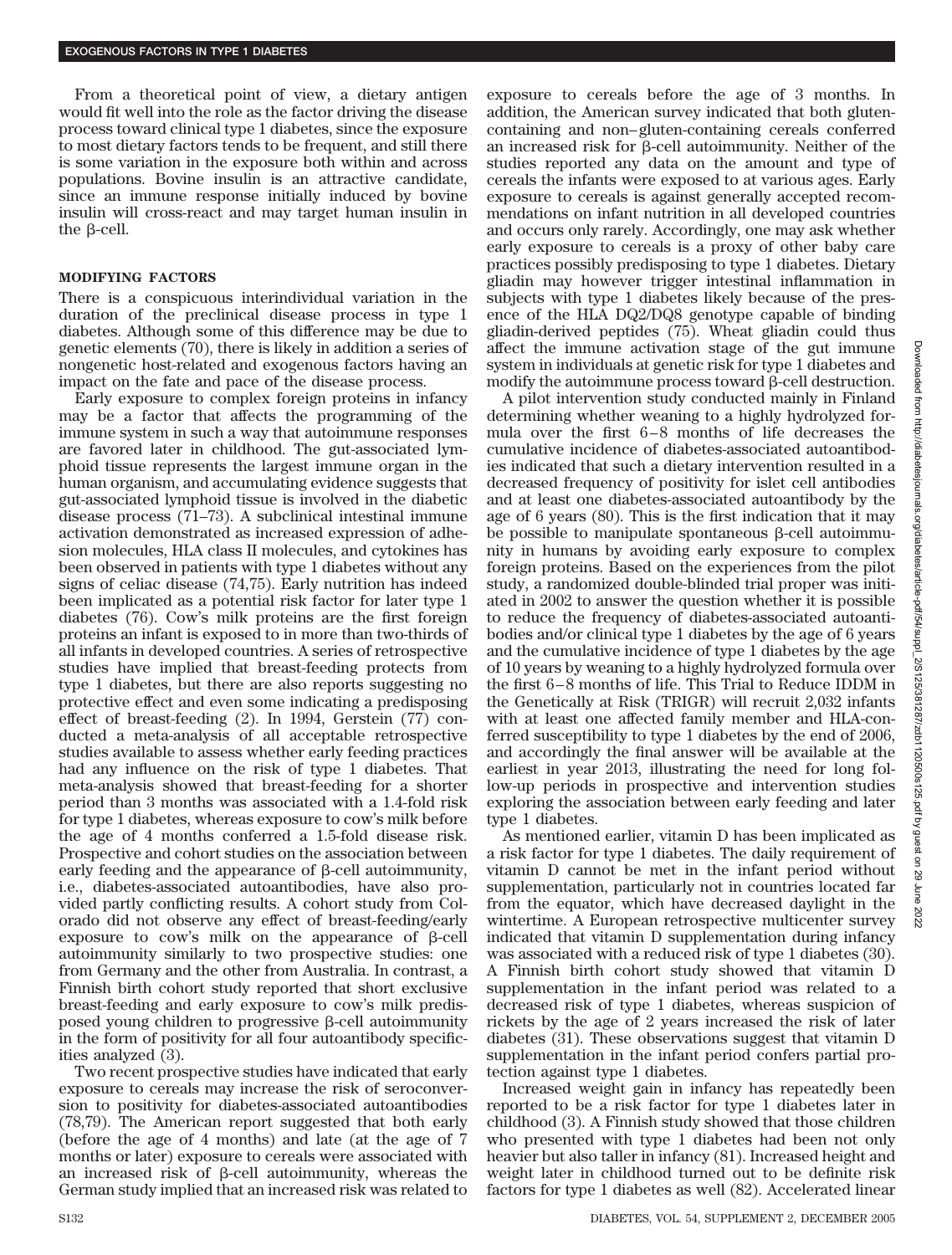From a theoretical point of view, a dietary antigen would fit well into the role as the factor driving the disease process toward clinical type 1 diabetes, since the exposure to most dietary factors tends to be frequent, and still there is some variation in the exposure both within and across populations. Bovine insulin is an attractive candidate, since an immune response initially induced by bovine insulin will cross-react and may target human insulin in the β-cell.

## MODIFYING FACTORS

There is a conspicuous interindividual variation in the duration of the preclinical disease process in type 1 diabetes. Although some of this difference may be due to genetic elements (70), there is likely in addition a series of nongenetic host-related and exogenous factors having an impact on the fate and pace of the disease process.

Early exposure to complex foreign proteins in infancy may be a factor that affects the programming of the immune system in such a way that autoimmune responses are favored later in childhood. The gut-associated lymphoid tissue represents the largest immune organ in the human organism, and accumulating evidence suggests that gut-associated lymphoid tissue is involved in the diabetic disease process (71–73). A subclinical intestinal immune activation demonstrated as increased expression of adhesion molecules, HLA class II molecules, and cytokines has been observed in patients with type 1 diabetes without any signs of celiac disease (74,75). Early nutrition has indeed been implicated as a potential risk factor for later type 1 diabetes (76). Cow's milk proteins are the first foreign proteins an infant is exposed to in more than two-thirds of all infants in developed countries. A series of retrospective studies have implied that breast-feeding protects from type 1 diabetes, but there are also reports suggesting no protective effect and even some indicating a predisposing effect of breast-feeding (2). In 1994, Gerstein (77) conducted a meta-analysis of all acceptable retrospective studies available to assess whether early feeding practices had any influence on the risk of type 1 diabetes. That meta-analysis showed that breast-feeding for a shorter period than 3 months was associated with a 1.4-fold risk for type 1 diabetes, whereas exposure to cow's milk before the age of 4 months conferred a 1.5-fold disease risk. Prospective and cohort studies on the association between early feeding and the appearance of β-cell autoimmunity, i.e., diabetes-associated autoantibodies, have also provided partly conflicting results. A cohort study from Colorado did not observe any effect of breast-feeding/early exposure to cow's milk on the appearance of β-cell autoimmunity similarly to two prospective studies: one from Germany and the other from Australia. In contrast, a Finnish birth cohort study reported that short exclusive breast-feeding and early exposure to cow's milk predisposed young children to progressive β-cell autoimmunity in the form of positivity for all four autoantibody specificities analyzed (3).

Two recent prospective studies have indicated that early exposure to cereals may increase the risk of seroconversion to positivity for diabetes-associated autoantibodies (78,79). The American report suggested that both early (before the age of 4 months) and late (at the age of 7 months or later) exposure to cereals were associated with an increased risk of β-cell autoimmunity, whereas the German study implied that an increased risk was related to exposure to cereals before the age of 3 months. In addition, the American survey indicated that both gluten-containing and non–gluten-containing cereals conferred an increased risk for β-cell autoimmunity. Neither of the studies reported any data on the amount and type of cereals the infants were exposed to at various ages. Early exposure to cereals is against generally accepted recommendations on infant nutrition in all developed countries and occurs only rarely. Accordingly, one may ask whether early exposure to cereals is a proxy of other baby care practices possibly predisposing to type 1 diabetes. Dietary gliadin may however trigger intestinal inflammation in subjects with type 1 diabetes likely because of the presence of the HLA DQ2/DQ8 genotype capable of binding gliadin-derived peptides (75). Wheat gliadin could thus affect the immune activation stage of the gut immune system in individuals at genetic risk for type 1 diabetes and modify the autoimmune process toward β-cell destruction.

A pilot intervention study conducted mainly in Finland determining whether weaning to a highly hydrolyzed formula over the first 6–8 months of life decreases the cumulative incidence of diabetes-associated autoantibodies indicated that such a dietary intervention resulted in a decreased frequency of positivity for islet cell antibodies and at least one diabetes-associated autoantibody by the age of 6 years (80). This is the first indication that it may be possible to manipulate spontaneous β-cell autoimmunity in humans by avoiding early exposure to complex foreign proteins. Based on the experiences from the pilot study, a randomized double-blinded trial proper was initiated in 2002 to answer the question whether it is possible to reduce the frequency of diabetes-associated autoantibodies and/or clinical type 1 diabetes by the age of 6 years and the cumulative incidence of type 1 diabetes by the age of 10 years by weaning to a highly hydrolyzed formula over the first 6–8 months of life. This Trial to Reduce IDDM in the Genetically at Risk (TRIGR) will recruit 2,032 infants with at least one affected family member and HLA-conferred susceptibility to type 1 diabetes by the end of 2006, and accordingly the final answer will be available at the earliest in year 2013, illustrating the need for long follow-up periods in prospective and intervention studies exploring the association between early feeding and later type 1 diabetes.

As mentioned earlier, vitamin D has been implicated as a risk factor for type 1 diabetes. The daily requirement of vitamin D cannot be met in the infant period without supplementation, particularly not in countries located far from the equator, which have decreased daylight in the wintertime. A European retrospective multicenter survey indicated that vitamin D supplementation during infancy was associated with a reduced risk of type 1 diabetes (30). A Finnish birth cohort study showed that vitamin D supplementation in the infant period was related to a decreased risk of type 1 diabetes, whereas suspicion of rickets by the age of 2 years increased the risk of later diabetes (31). These observations suggest that vitamin D supplementation in the infant period confers partial protection against type 1 diabetes.

Increased weight gain in infancy has repeatedly been reported to be a risk factor for type 1 diabetes later in childhood (3). A Finnish study showed that those children who presented with type 1 diabetes had been not only heavier but also taller in infancy (81). Increased height and weight later in childhood turned out to be definite risk factors for type 1 diabetes as well (82). Accelerated linear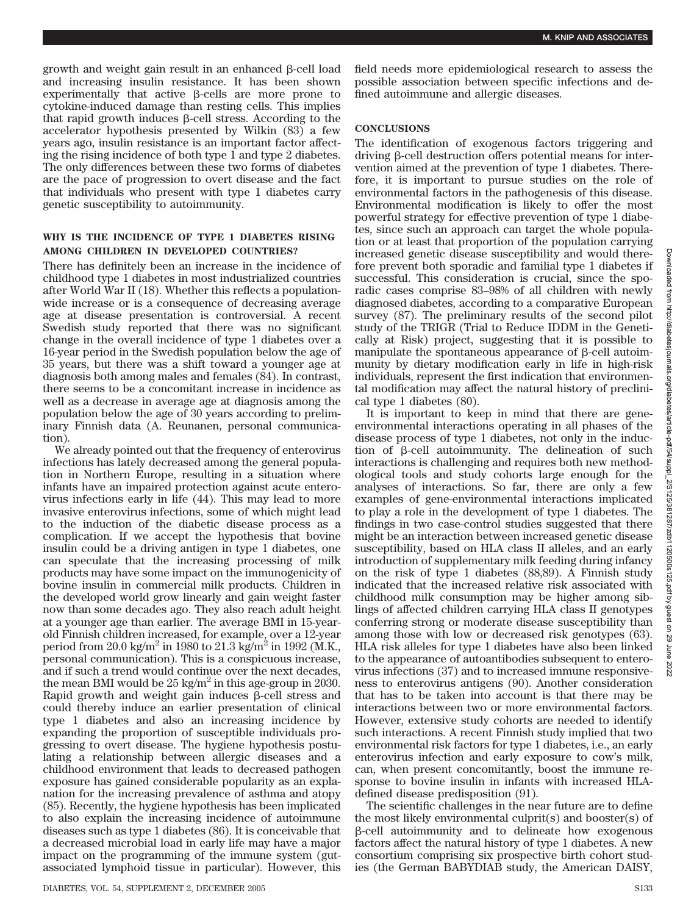growth and weight gain result in an enhanced β-cell load and increasing insulin resistance. It has been shown experimentally that active β-cells are more prone to cytokine-induced damage than resting cells. This implies that rapid growth induces β-cell stress. According to the accelerator hypothesis presented by Wilkin (83) a few years ago, insulin resistance is an important factor affecting the rising incidence of both type 1 and type 2 diabetes. The only differences between these two forms of diabetes are the pace of progression to overt disease and the fact that individuals who present with type 1 diabetes carry genetic susceptibility to autoimmunity.

## WHY IS THE INCIDENCE OF TYPE 1 DIABETES RISING AMONG CHILDREN IN DEVELOPED COUNTRIES?

There has definitely been an increase in the incidence of childhood type 1 diabetes in most industrialized countries after World War II (18). Whether this reflects a population-wide increase or is a consequence of decreasing average age at disease presentation is controversial. A recent Swedish study reported that there was no significant change in the overall incidence of type 1 diabetes over a 16-year period in the Swedish population below the age of 35 years, but there was a shift toward a younger age at diagnosis both among males and females (84). In contrast, there seems to be a concomitant increase in incidence as well as a decrease in average age at diagnosis among the population below the age of 30 years according to preliminary Finnish data (A. Reunanen, personal communication).

We already pointed out that the frequency of enterovirus infections has lately decreased among the general population in Northern Europe, resulting in a situation where infants have an impaired protection against acute enterovirus infections early in life (44). This may lead to more invasive enterovirus infections, some of which might lead to the induction of the diabetic disease process as a complication. If we accept the hypothesis that bovine insulin could be a driving antigen in type 1 diabetes, one can speculate that the increasing processing of milk products may have some impact on the immunogenicity of bovine insulin in commercial milk products. Children in the developed world grow linearly and gain weight faster now than some decades ago. They also reach adult height at a younger age than earlier. The average BMI in 15-year-old Finnish children increased, for example, over a 12-year period from 20.0 $kg/m^2$ in 1980 to 21.3 $kg/m^2$ in 1992 (M.K., personal communication). This is a conspicuous increase, and if such a trend would continue over the next decades, the mean BMI would be 25 $kg/m^2$ in this age-group in 2030. Rapid growth and weight gain induces β-cell stress and could thereby induce an earlier presentation of clinical type 1 diabetes and also an increasing incidence by expanding the proportion of susceptible individuals progressing to overt disease. The hygiene hypothesis postulating a relationship between allergic diseases and a childhood environment that leads to decreased pathogen exposure has gained considerable popularity as an explanation for the increasing prevalence of asthma and atopy (85). Recently, the hygiene hypothesis has been implicated to also explain the increasing incidence of autoimmune diseases such as type 1 diabetes (86). It is conceivable that a decreased microbial load in early life may have a major impact on the programming of the immune system (gut-associated lymphoid tissue in particular). However, this field needs more epidemiological research to assess the possible association between specific infections and defined autoimmune and allergic diseases.

## CONCLUSIONS

The identification of exogenous factors triggering and driving β-cell destruction offers potential means for intervention aimed at the prevention of type 1 diabetes. Therefore, it is important to pursue studies on the role of environmental factors in the pathogenesis of this disease. Environmental modification is likely to offer the most powerful strategy for effective prevention of type 1 diabetes, since such an approach can target the whole population or at least that proportion of the population carrying increased genetic disease susceptibility and would therefore prevent both sporadic and familial type 1 diabetes if successful. This consideration is crucial, since the sporadic cases comprise 83–98% of all children with newly diagnosed diabetes, according to a comparative European survey (87). The preliminary results of the second pilot study of the TRIGR (Trial to Reduce IDDM in the Genetically at Risk) project, suggesting that it is possible to manipulate the spontaneous appearance of β-cell autoimmunity by dietary modification early in life in high-risk individuals, represent the first indication that environmental modification may affect the natural history of preclinical type 1 diabetes (80).

It is important to keep in mind that there are gene-environmental interactions operating in all phases of the disease process of type 1 diabetes, not only in the induction of β-cell autoimmunity. The delineation of such interactions is challenging and requires both new methodological tools and study cohorts large enough for the analyses of interactions. So far, there are only a few examples of gene-environmental interactions implicated to play a role in the development of type 1 diabetes. The findings in two case-control studies suggested that there might be an interaction between increased genetic disease susceptibility, based on HLA class II alleles, and an early introduction of supplementary milk feeding during infancy on the risk of type 1 diabetes (88,89). A Finnish study indicated that the increased relative risk associated with childhood milk consumption may be higher among siblings of affected children carrying HLA class II genotypes conferring strong or moderate disease susceptibility than among those with low or decreased risk genotypes (63). HLA risk alleles for type 1 diabetes have also been linked to the appearance of autoantibodies subsequent to enterovirus infections (37) and to increased immune responsiveness to enterovirus antigens (90). Another consideration that has to be taken into account is that there may be interactions between two or more environmental factors. However, extensive study cohorts are needed to identify such interactions. A recent Finnish study implied that two environmental risk factors for type 1 diabetes, i.e., an early enterovirus infection and early exposure to cow's milk, can, when present concomitantly, boost the immune response to bovine insulin in infants with increased HLA-defined disease predisposition (91).

The scientific challenges in the near future are to define the most likely environmental culprit(s) and booster(s) of β-cell autoimmunity and to delineate how exogenous factors affect the natural history of type 1 diabetes. A new consortium comprising six prospective birth cohort studies (the German BABYDIAB study, the American DAISY,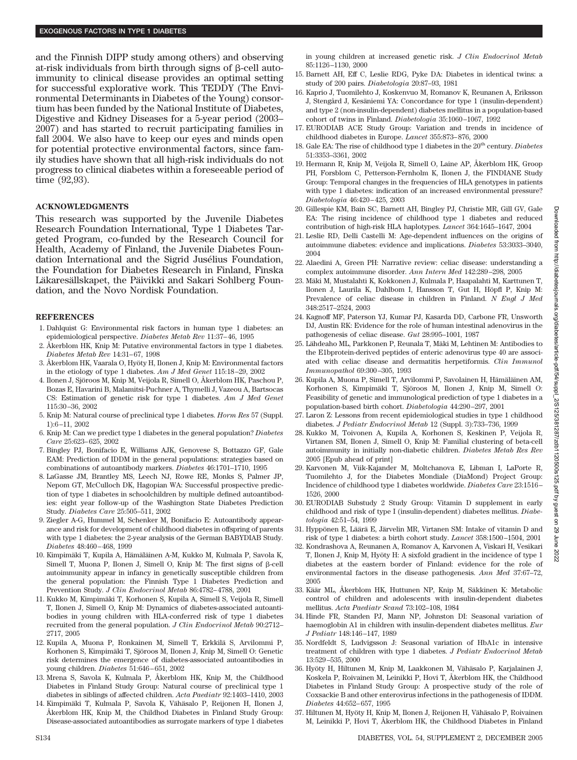and the Finnish DIPP study among others) and observing at-risk individuals from birth through signs of β-cell autoimmunity to clinical disease provides an optimal setting for successful explorative work. This TEDDY (The Environmental Determinants in Diabetes of the Young) consortium has been funded by the National Institute of Diabetes, Digestive and Kidney Diseases for a 5-year period (2003–2007) and has started to recruit participating families in fall 2004. We also have to keep our eyes and minds open for potential protective environmental factors, since family studies have shown that all high-risk individuals do not progress to clinical diabetes within a foreseeable period of time (92,93).

## ACKNOWLEDGMENTS

This research was supported by the Juvenile Diabetes Research Foundation International, Type 1 Diabetes Targeted Program, co-funded by the Research Council for Health, Academy of Finland, the Juvenile Diabetes Foundation International and the Sigrid Jusélius Foundation, the Foundation for Diabetes Research in Finland, Finska Läkaresällskapet, the Päivikki and Sakari Sohlberg Foundation, and the Novo Nordisk Foundation.

## REFERENCES

1. Dahlquist G: Environmental risk factors in human type 1 diabetes: an epidemiological perspective. *Diabetes Metab Rev* 11:37–46, 1995
2. Åkerblom HK, Knip M: Putative environmental factors in type 1 diabetes. *Diabetes Metab Rev* 14:31–67, 1998
3. Åkerblom HK, Vaarala O, Hyöty H, Ilonen J, Knip M: Environmental factors in the etiology of type 1 diabetes. *Am J Med Genet* 115:18–29, 2002
4. Ilonen J, Sjöroos M, Knip M, Veijola R, Simell O, Åkerblom HK, Paschou P, Bozas E, Havarini B, Malamitsi-Puchner A, Thymelli J, Vazeou A, Bartsocas CS: Estimation of genetic risk for type 1 diabetes. *Am J Med Genet* 115:30–36, 2002
5. Knip M: Natural course of preclinical type 1 diabetes. *Horm Res* 57 (Suppl. 1):6–11, 2002
6. Knip M: Can we predict type 1 diabetes in the general population? *Diabetes Care* 25:623–625, 2002
7. Bingley PJ, Bonifacio E, Williams AJK, Genovese S, Bottazzo GF, Gale EAM: Prediction of IDDM in the general populations: strategies based on combinations of autoantibody markers. *Diabetes* 46:1701–1710, 1995
8. LaGasse JM, Brantley MS, Leech NJ, Rowe RE, Monks S, Palmer JP, Nepom GT, McCulloch DK, Hagopian WA: Successful prospective prediction of type 1 diabetes in schoolchildren by multiple defined autoantibodies: eight year follow-up of the Washington State Diabetes Prediction Study. *Diabetes Care* 25:505–511, 2002
9. Ziegler A-G, Hummel M, Schenker M, Bonifacio E: Autoantibody appearance and risk for development of childhood diabetes in offspring of parents with type 1 diabetes: the 2-year analysis of the German BABYDIAB Study. *Diabetes* 48:460–468, 1999
10. Kimpimäki T, Kupila A, Hämäläinen A-M, Kukko M, Kulmala P, Savola K, Simell T, Muona P, Ilonen J, Simell O, Knip M: The first signs of β-cell autoimmunity appear in infancy in genetically susceptible children from the general population: the Finnish Type 1 Diabetes Prediction and Prevention Study. *J Clin Endocrinol Metab* 86:4782–4788, 2001
11. Kukko M, Kimpimäki T, Korhonen S, Kupila A, Simell S, Veijola R, Simell T, Ilonen J, Simell O, Knip M: Dynamics of diabetes-associated autoantibodies in young children with HLA-conferred risk of type 1 diabetes recruited from the general population. *J Clin Endocrinol Metab* 90:2712–2717, 2005
12. Kupila A, Muona P, Ronkainen M, Simell T, Erkkilä S, Arvilommi P, Korhonen S, Kimpimäki T, Sjöroos M, Ilonen J, Knip M, Simell O: Genetic risk determines the emergence of diabetes-associated autoantibodies in young children. *Diabetes* 51:646–651, 2002
13. Mrena S, Savola K, Kulmala P, Åkerblom HK, Knip M, the Childhood Diabetes in Finland Study Group: Natural course of preclinical type 1 diabetes in siblings of affected children. *Acta Paediatr* 92:1403–1410, 2003
14. Kimpimäki T, Kulmala P, Savola K, Vähäsalo P, Reijonen H, Ilonen J, Åkerblom HK, Knip M, the Childhood Diabetes in Finland Study Group: Disease-associated autoantibodies as surrogate markers of type 1 diabetes in young children at increased genetic risk. *J Clin Endocrinol Metab* 85:1126–1130, 2000
15. Barnett AH, Eff C, Leslie RDG, Pyke DA: Diabetes in identical twins: a study of 200 pairs. *Diabetologia* 20:87–93, 1981
16. Kaprio J, Tuomilehto J, Koskenvuo M, Romanov K, Reunanen A, Eriksson J, Stengård J, Kesäniemi YA: Concordance for type 1 (insulin-dependent) and type 2 (non-insulin-dependent) diabetes mellitus in a population-based cohort of twins in Finland. *Diabetologia* 35:1060–1067, 1992
17. EURODIAB ACE Study Group: Variation and trends in incidence of childhood diabetes in Europe. *Lancet* 355:873–876, 2000
18. Gale EA: The rise of childhood type 1 diabetes in the 20th century. *Diabetes* 51:3353–3361, 2002
19. Hermann R, Knip M, Veijola R, Simell O, Laine AP, Åkerblom HK, Groop PH, Forsblom C, Petterson-Fernholm K, Ilonen J, the FINDIANE Study Group: Temporal changes in the frequencies of HLA genotypes in patients with type 1 diabetes: indication of an increased environmental pressure? *Diabetologia* 46:420–425, 2003
20. Gillespie KM, Bain SC, Barnett AH, Bingley PJ, Christie MR, Gill GV, Gale EA: The rising incidence of childhood type 1 diabetes and reduced contribution of high-risk HLA haplotypes. *Lancet* 364:1645–1647, 2004
21. Leslie RD, Delli Castelli M: Age-dependent influences on the origins of autoimmune diabetes: evidence and implications. *Diabetes* 53:3033–3040, 2004
22. Alaedini A, Green PH: Narrative review: celiac disease: understanding a complex autoimmune disorder. *Ann Intern Med* 142:289–298, 2005
23. Mäki M, Mustalahti K, Kokkonen J, Kulmala P, Haapalahti M, Karttunen T, Ilonen J, Laurila K, Dahlbom I, Hansson T, Gut H, Höpfl P, Knip M: Prevalence of celiac disease in children in Finland. *N Engl J Med* 348:2517–2524, 2003
24. Kagnoff MF, Paterson YJ, Kumar PJ, Kasarda DD, Carbone FR, Unsworth DJ, Austin RK: Evidence for the role of human intestinal adenovirus in the pathogenesis of celiac disease. *Gut* 28:995–1001, 1987
25. Lähdeaho ML, Parkkonen P, Reunala T, Mäki M, Lehtinen M: Antibodies to the E1bprotein-derived peptides of enteric adenovirus type 40 are associated with celiac disease and dermatitis herpetiformis. *Clin Immunol Immunopathol* 69:300–305, 1993
26. Kupila A, Muona P, Simell T, Arvilommi P, Savolainen H, Hämäläinen AM, Korhonen S, Kimpimäki T, Sjöroos M, Ilonen J, Knip M, Simell O: Feasibility of genetic and immunological prediction of type 1 diabetes in a population-based birth cohort. *Diabetologia* 44:290–297, 2001
27. Laron Z: Lessons from recent epidemiological studies in type 1 childhood diabetes. *J Pediatr Endocrinol Metab* 12 (Suppl. 3):733–736, 1999
28. Kukko M, Toivonen A, Kupila A, Korhonen S, Keskinen P, Veijola R, Virtanen SM, Ilonen J, Simell O, Knip M: Familial clustering of beta-cell autoimmunity in initially non-diabetic children. *Diabetes Metab Res Rev* 2005 [Epub ahead of print]
29. Karvonen M, Viik-Kajander M, Moltchanova E, Libman I, LaPorte R, Tuomilehto J, for the Diabetes Mondiale (DiaMond) Project Group: Incidence of childhood type 1 diabetes worldwide. *Diabetes Care* 23:1516–1526, 2000
30. EURODIAB Substudy 2 Study Group: Vitamin D supplement in early childhood and risk of type I (insulin-dependent) diabetes mellitus. *Diabetologia* 42:51–54, 1999
31. Hyppönen E, Läärä E, Järvelin MR, Virtanen SM: Intake of vitamin D and risk of type 1 diabetes: a birth cohort study. *Lancet* 358:1500–1504, 2001
32. Kondrashova A, Reunanen A, Romanov A, Karvonen A, Viskari H, Vesikari T, Ilonen J, Knip M, Hyöty H: A sixfold gradient in the incidence of type 1 diabetes at the eastern border of Finland: evidence for the role of environmental factors in the disease pathogenesis. *Ann Med* 37:67–72, 2005
33. Käär ML, Åkerblom HK, Huttunen NP, Knip M, Säkkinen K: Metabolic control of children and adolescents with insulin-dependent diabetes mellitus. *Acta Paediatr Scand* 73:102–108, 1984
34. Hinde FR, Standen PJ, Mann NP, Johnston DI: Seasonal variation of haemoglobin A1 in children with insulin-dependent diabetes mellitus. *Eur J Pediatr* 148:146–147, 1989
35. Nordfeldt S, Ludvigsson J: Seasonal variation of HbA1c in intensive treatment of children with type 1 diabetes. *J Pediatr Endocrinol Metab* 13:529–535, 2000
36. Hyöty H, Hiltunen M, Knip M, Laakkonen M, Vähäsalo P, Karjalainen J, Koskela P, Roivainen M, Leinikki P, Hovi T, Åkerblom HK, the Childhood Diabetes in Finland Study Group: A prospective study of the role of Coxsackie B and other enterovirus infections in the pathogenesis of IDDM. *Diabetes* 44:652–657, 1995
37. Hiltunen M, Hyöty H, Knip M, Ilonen J, Reijonen H, Vähäsalo P, Roivainen M, Leinikki P, Hovi T, Åkerblom HK, the Childhood Diabetes in Finland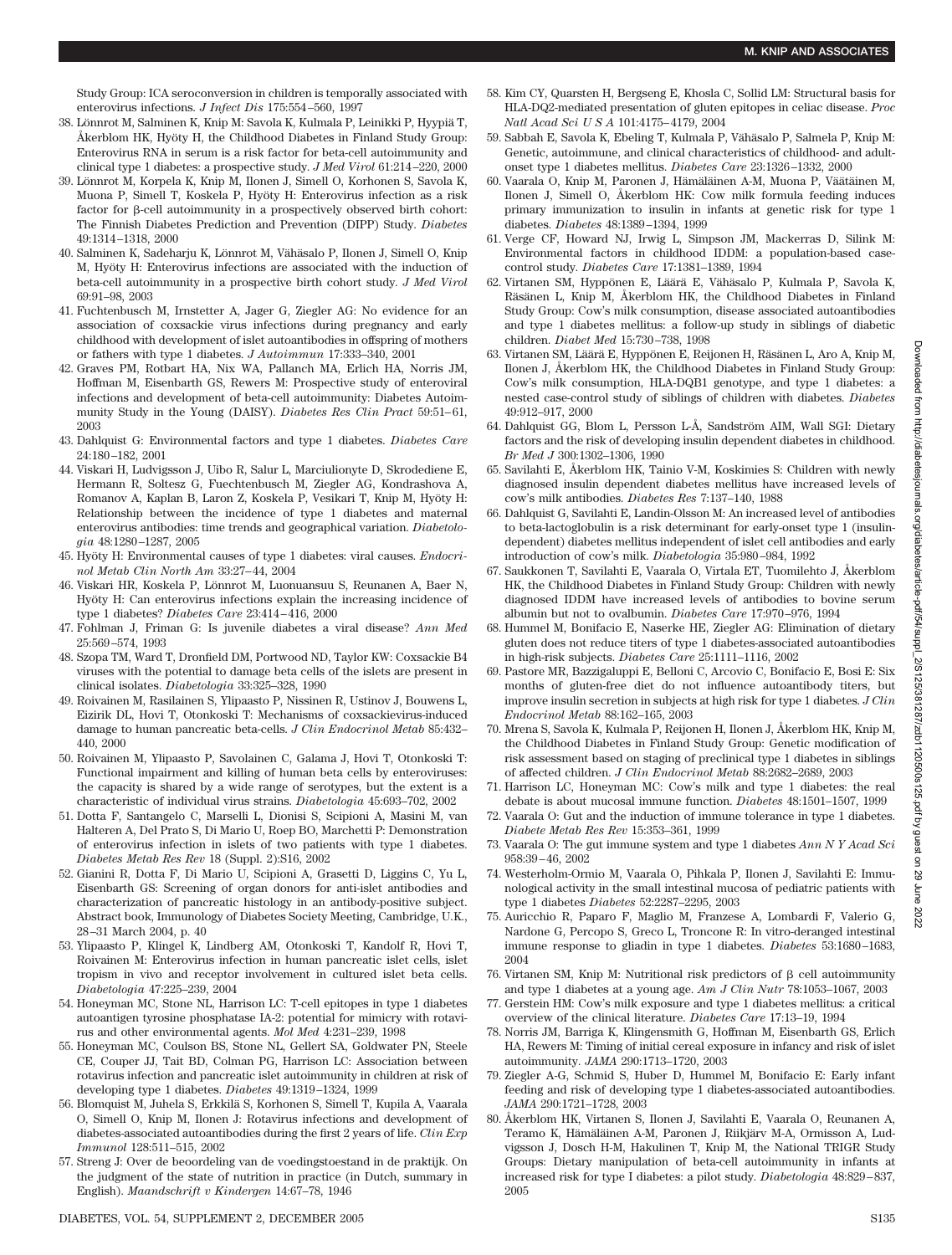Study Group: ICA seroconversion in children is temporally associated with enterovirus infections. *J Infect Dis* 175:554–560, 1997

38. Lönnrot M, Salminen K, Knip M: Savola K, Kulmala P, Leinikki P, Hyypiä T, Åkerblom HK, Hyöty H, the Childhood Diabetes in Finland Study Group: Enterovirus RNA in serum is a risk factor for beta-cell autoimmunity and clinical type 1 diabetes: a prospective study. *J Med Virol* 61:214–220, 2000
39. Lönnrot M, Korpela K, Knip M, Ilonen J, Simell O, Korhonen S, Savola K, Muona P, Simell T, Koskela P, Hyöty H: Enterovirus infection as a risk factor for β-cell autoimmunity in a prospectively observed birth cohort: The Finnish Diabetes Prediction and Prevention (DIPP) Study. *Diabetes* 49:1314–1318, 2000
40. Salminen K, Sadeharju K, Lönnrot M, Vähäsalo P, Ilonen J, Simell O, Knip M, Hyöty H: Enterovirus infections are associated with the induction of beta-cell autoimmunity in a prospective birth cohort study. *J Med Virol* 69:91–98, 2003
41. Fuchtenbusch M, Irnstetter A, Jager G, Ziegler AG: No evidence for an association of coxsackie virus infections during pregnancy and early childhood with development of islet autoantibodies in offspring of mothers or fathers with type 1 diabetes. *J Autoimmun* 17:333–340, 2001
42. Graves PM, Rotbart HA, Nix WA, Pallanch MA, Erlich HA, Norris JM, Hoffman M, Eisenbarth GS, Rewers M: Prospective study of enteroviral infections and development of beta-cell autoimmunity: Diabetes Autoimmunity Study in the Young (DAISY). *Diabetes Res Clin Pract* 59:51–61, 2003
43. Dahlquist G: Environmental factors and type 1 diabetes. *Diabetes Care* 24:180–182, 2001
44. Viskari H, Ludvigsson J, Uibo R, Salur L, Marciulionyte D, Skrodediene E, Hermann R, Soltesz G, Fuechtenbusch M, Ziegler AG, Kondrashova A, Romanov A, Kaplan B, Laron Z, Koskela P, Vesikari T, Knip M, Hyöty H: Relationship between the incidence of type 1 diabetes and maternal enterovirus antibodies: time trends and geographical variation. *Diabetologia* 48:1280–1287, 2005
45. Hyöty H: Environmental causes of type 1 diabetes: viral causes. *Endocrinol Metab Clin North Am* 33:27–44, 2004
46. Viskari HR, Koskela P, Lönnrot M, Luonuansuu S, Reunanen A, Baer N, Hyöty H: Can enterovirus infections explain the increasing incidence of type 1 diabetes? *Diabetes Care* 23:414–416, 2000
47. Fohlman J, Friman G: Is juvenile diabetes a viral disease? *Ann Med* 25:569–574, 1993
48. Szopa TM, Ward T, Dronfield DM, Portwood ND, Taylor KW: Coxsackie B4 viruses with the potential to damage beta cells of the islets are present in clinical isolates. *Diabetologia* 33:325–328, 1990
49. Roivainen M, Rasilainen S, Ylipaasto P, Nissinen R, Ustinov J, Bouwens L, Eizirik DL, Hovi T, Otonkoski T: Mechanisms of coxsackievirus-induced damage to human pancreatic beta-cells. *J Clin Endocrinol Metab* 85:432–440, 2000
50. Roivainen M, Ylipaasto P, Savolainen C, Galama J, Hovi T, Otonkoski T: Functional impairment and killing of human beta cells by enteroviruses: the capacity is shared by a wide range of serotypes, but the extent is a characteristic of individual virus strains. *Diabetologia* 45:693–702, 2002
51. Dotta F, Santangelo C, Marselli L, Dionisi S, Scipioni A, Masini M, van Halteren A, Del Prato S, Di Mario U, Roep BO, Marchetti P: Demonstration of enterovirus infection in islets of two patients with type 1 diabetes. *Diabetes Metab Res Rev* 18 (Suppl. 2):S16, 2002
52. Gianini R, Dotta F, Di Mario U, Scipioni A, Grasetti D, Liggins C, Yu L, Eisenbarth GS: Screening of organ donors for anti-islet antibodies and characterization of pancreatic histology in an antibody-positive subject. Abstract book, Immunology of Diabetes Society Meeting, Cambridge, U.K., 28–31 March 2004, p. 40
53. Ylipaasto P, Klingel K, Lindberg AM, Otonkoski T, Kandolf R, Hovi T, Roivainen M: Enterovirus infection in human pancreatic islet cells, islet tropism in vivo and receptor involvement in cultured islet beta cells. *Diabetologia* 47:225–239, 2004
54. Honeyman MC, Stone NL, Harrison LC: T-cell epitopes in type 1 diabetes autoantigen tyrosine phosphatase IA-2: potential for mimicry with rotavirus and other environmental agents. *Mol Med* 4:231–239, 1998
55. Honeyman MC, Coulson BS, Stone NL, Gellert SA, Goldwater PN, Steele CE, Couper JJ, Tait BD, Colman PG, Harrison LC: Association between rotavirus infection and pancreatic islet autoimmunity in children at risk of developing type 1 diabetes. *Diabetes* 49:1319–1324, 1999
56. Blomquist M, Juhela S, Erkkilä S, Korhonen S, Simell T, Kupila A, Vaarala O, Simell O, Knip M, Ilonen J: Rotavirus infections and development of diabetes-associated autoantibodies during the first 2 years of life. *Clin Exp Immunol* 128:511–515, 2002
57. Streng J: Over de beoordeling van de voedingstoestand in de praktijk. On the judgment of the state of nutrition in practice (in Dutch, summary in English). *Maandschrift v Kindergen* 14:67–78, 1946
58. Kim CY, Quarsten H, Bergseng E, Khosla C, Sollid LM: Structural basis for HLA-DQ2-mediated presentation of gluten epitopes in celiac disease. *Proc Natl Acad Sci U S A* 101:4175–4179, 2004
59. Sabbah E, Savola K, Ebeling T, Kulmala P, Vähäsalo P, Salmela P, Knip M: Genetic, autoimmune, and clinical characteristics of childhood- and adult-onset type 1 diabetes mellitus. *Diabetes Care* 23:1326–1332, 2000
60. Vaarala O, Knip M, Paronen J, Hämäläinen A-M, Muona P, Väätäinen M, Ilonen J, Simell O, Åkerblom HK: Cow milk formula feeding induces primary immunization to insulin in infants at genetic risk for type 1 diabetes. *Diabetes* 48:1389–1394, 1999
61. Verge CF, Howard NJ, Irwig L, Simpson JM, Mackerras D, Silink M: Environmental factors in childhood IDDM: a population-based case-control study. *Diabetes Care* 17:1381–1389, 1994
62. Virtanen SM, Hyppönen E, Läärä E, Vähäsalo P, Kulmala P, Savola K, Räsänen L, Knip M, Åkerblom HK, the Childhood Diabetes in Finland Study Group: Cow's milk consumption, disease associated autoantibodies and type 1 diabetes mellitus: a follow-up study in siblings of diabetic children. *Diabet Med* 15:730–738, 1998
63. Virtanen SM, Läärä E, Hyppönen E, Reijonen H, Räsänen L, Aro A, Knip M, Ilonen J, Åkerblom HK, the Childhood Diabetes in Finland Study Group: Cow's milk consumption, HLA-DQB1 genotype, and type 1 diabetes: a nested case-control study of siblings of children with diabetes. *Diabetes* 49:912–917, 2000
64. Dahlquist GG, Blom L, Persson L-Å, Sandström AIM, Wall SGI: Dietary factors and the risk of developing insulin dependent diabetes in childhood. *Br Med J* 300:1302–1306, 1990
65. Savilahti E, Åkerblom HK, Tainio V-M, Koskimies S: Children with newly diagnosed insulin dependent diabetes mellitus have increased levels of cow's milk antibodies. *Diabetes Res* 7:137–140, 1988
66. Dahlquist G, Savilahti E, Landin-Olsson M: An increased level of antibodies to beta-lactoglobulin is a risk determinant for early-onset type 1 (insulin-dependent) diabetes mellitus independent of islet cell antibodies and early introduction of cow's milk. *Diabetologia* 35:980–984, 1992
67. Saukkonen T, Savilahti E, Vaarala O, Virtala ET, Tuomilehto J, Åkerblom HK, the Childhood Diabetes in Finland Study Group: Children with newly diagnosed IDDM have increased levels of antibodies to bovine serum albumin but not to ovalbumin. *Diabetes Care* 17:970–976, 1994
68. Hummel M, Bonifacio E, Naserke HE, Ziegler AG: Elimination of dietary gluten does not reduce titers of type 1 diabetes-associated autoantibodies in high-risk subjects. *Diabetes Care* 25:1111–1116, 2002
69. Pastore MR, Bazzigaluppi E, Belloni C, Arcovio C, Bonifacio E, Bosi E: Six months of gluten-free diet do not influence autoantibody titers, but improve insulin secretion in subjects at high risk for type 1 diabetes. *J Clin Endocrinol Metab* 88:162–165, 2003
70. Mrena S, Savola K, Kulmala P, Reijonen H, Ilonen J, Åkerblom HK, Knip M, the Childhood Diabetes in Finland Study Group: Genetic modification of risk assessment based on staging of preclinical type 1 diabetes in siblings of affected children. *J Clin Endocrinol Metab* 88:2682–2689, 2003
71. Harrison LC, Honeyman MC: Cow's milk and type 1 diabetes: the real debate is about mucosal immune function. *Diabetes* 48:1501–1507, 1999
72. Vaarala O: Gut and the induction of immune tolerance in type 1 diabetes. *Diabete Metab Res Rev* 15:353–361, 1999
73. Vaarala O: The gut immune system and type 1 diabetes *Ann N Y Acad Sci* 958:39–46, 2002
74. Westerholm-Ormio M, Vaarala O, Pihkala P, Ilonen J, Savilahti E: Immunological activity in the small intestinal mucosa of pediatric patients with type 1 diabetes *Diabetes* 52:2287–2295, 2003
75. Auricchio R, Paparo F, Maglio M, Franzese A, Lombardi F, Valerio G, Nardone G, Percopo S, Greco L, Troncone R: In vitro-deranged intestinal immune response to gliadin in type 1 diabetes. *Diabetes* 53:1680–1683, 2004
76. Virtanen SM, Knip M: Nutritional risk predictors of β cell autoimmunity and type 1 diabetes at a young age. *Am J Clin Nutr* 78:1053–1067, 2003
77. Gerstein HM: Cow's milk exposure and type 1 diabetes mellitus: a critical overview of the clinical literature. *Diabetes Care* 17:13–19, 1994
78. Norris JM, Barriga K, Klingensmith G, Hoffman M, Eisenbarth GS, Erlich HA, Rewers M: Timing of initial cereal exposure in infancy and risk of islet autoimmunity. *JAMA* 290:1713–1720, 2003
79. Ziegler A-G, Schmid S, Huber D, Hummel M, Bonifacio E: Early infant feeding and risk of developing type 1 diabetes-associated autoantibodies. *JAMA* 290:1721–1728, 2003
80. Åkerblom HK, Virtanen S, Ilonen J, Savilahti E, Vaarala O, Reunanen A, Teramo K, Hämäläinen A-M, Paronen J, Riikjärv M-A, Ormisson A, Ludvigsson J, Dosch H-M, Hakulinen T, Knip M, the National TRIGR Study Groups: Dietary manipulation of beta-cell autoimmunity in infants at increased risk for type I diabetes: a pilot study. *Diabetologia* 48:829–837, 2005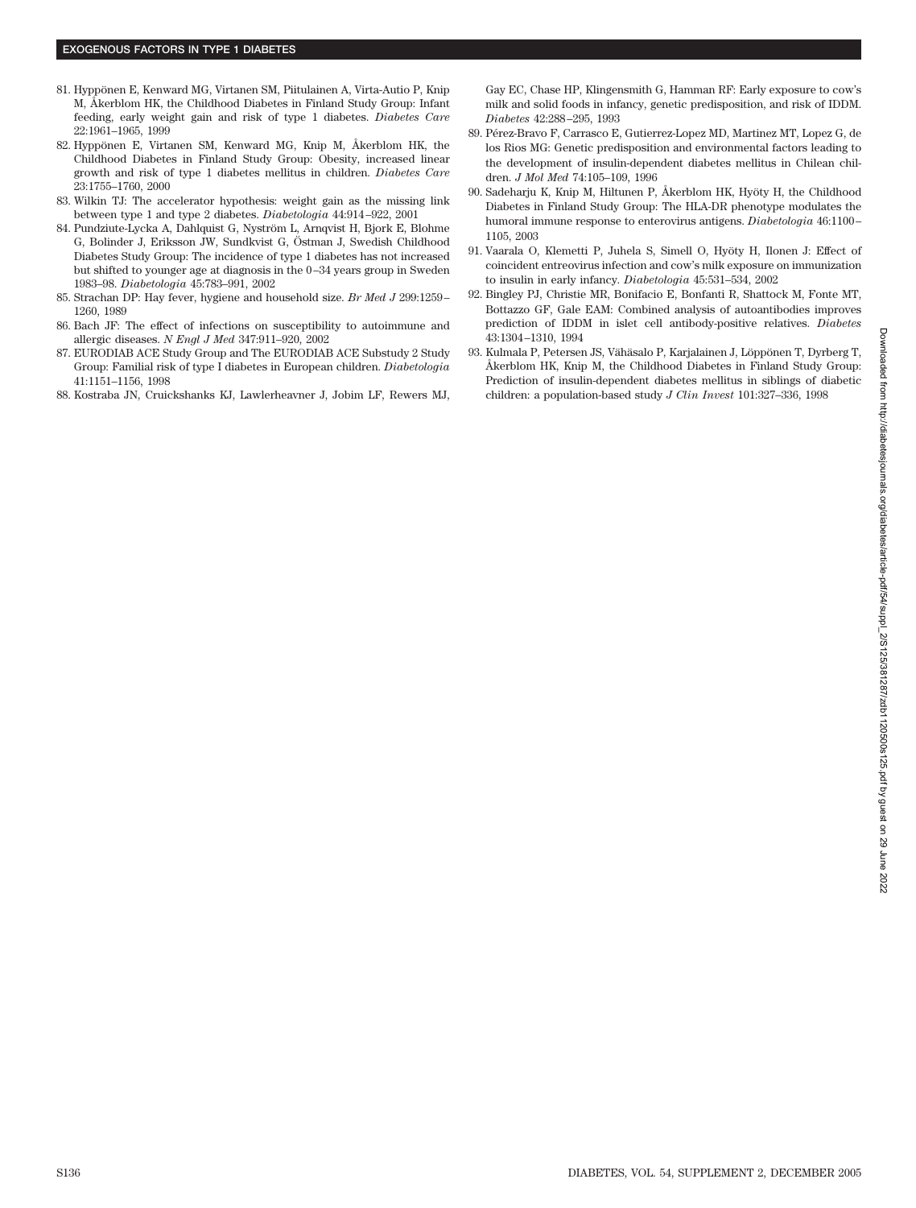81. Hyppönen E, Kenward MG, Virtanen SM, Piitulainen A, Virta-Autio P, Knip M, Åkerblom HK, the Childhood Diabetes in Finland Study Group: Infant feeding, early weight gain and risk of type 1 diabetes. *Diabetes Care* 22:1961–1965, 1999
82. Hyppönen E, Virtanen SM, Kenward MG, Knip M, Åkerblom HK, the Childhood Diabetes in Finland Study Group: Obesity, increased linear growth and risk of type 1 diabetes mellitus in children. *Diabetes Care* 23:1755–1760, 2000
83. Wilkin TJ: The accelerator hypothesis: weight gain as the missing link between type 1 and type 2 diabetes. *Diabetologia* 44:914–922, 2001
84. Pundziute-Lycka A, Dahlquist G, Nyström L, Arnqvist H, Bjork E, Blohme G, Bolinder J, Eriksson JW, Sundkvist G, Östman J, Swedish Childhood Diabetes Study Group: The incidence of type 1 diabetes has not increased but shifted to younger age at diagnosis in the 0–34 years group in Sweden 1983–98. *Diabetologia* 45:783–991, 2002
85. Strachan DP: Hay fever, hygiene and household size. *Br Med J* 299:1259–1260, 1989
86. Bach JF: The effect of infections on susceptibility to autoimmune and allergic diseases. *N Engl J Med* 347:911–920, 2002
87. EURODIAB ACE Study Group and The EURODIAB ACE Substudy 2 Study Group: Familial risk of type I diabetes in European children. *Diabetologia* 41:1151–1156, 1998
88. Kostraba JN, Cruickshanks KJ, Lawlerheavner J, Jobim LF, Rewers MJ, Gay EC, Chase HP, Klingensmith G, Hamman RF: Early exposure to cow's milk and solid foods in infancy, genetic predisposition, and risk of IDDM. *Diabetes* 42:288–295, 1993
89. Pérez-Bravo F, Carrasco E, Gutierrez-Lopez MD, Martinez MT, Lopez G, de los Rios MG: Genetic predisposition and environmental factors leading to the development of insulin-dependent diabetes mellitus in Chilean children. *J Mol Med* 74:105–109, 1996
90. Sadeharju K, Knip M, Hiltunen P, Åkerblom HK, Hyöty H, the Childhood Diabetes in Finland Study Group: The HLA-DR phenotype modulates the humoral immune response to enterovirus antigens. *Diabetologia* 46:1100–1105, 2003
91. Vaarala O, Klemetti P, Juhela S, Simell O, Hyöty H, Ilonen J: Effect of coincident entreovirus infection and cow's milk exposure on immunization to insulin in early infancy. *Diabetologia* 45:531–534, 2002
92. Bingley PJ, Christie MR, Bonifacio E, Bonfanti R, Shattock M, Fonte MT, Bottazzo GF, Gale EAM: Combined analysis of autoantibodies improves prediction of IDDM in islet cell antibody-positive relatives. *Diabetes* 43:1304–1310, 1994
93. Kulmala P, Petersen JS, Vähäsalo P, Karjalainen J, Löppönen T, Dyrberg T, Åkerblom HK, Knip M, the Childhood Diabetes in Finland Study Group: Prediction of insulin-dependent diabetes mellitus in siblings of diabetic children: a population-based study *J Clin Invest* 101:327–336, 1998